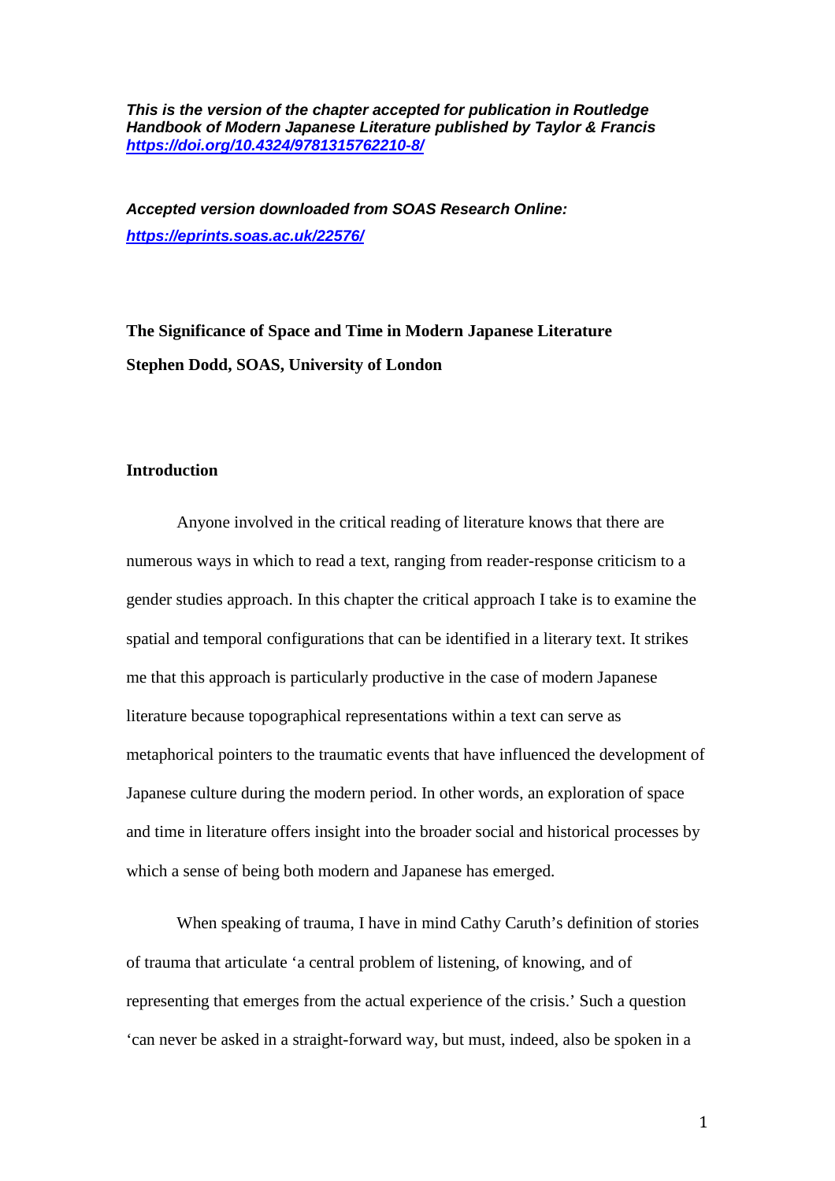***This is the version of the chapter accepted for publication in Routledge Handbook of Modern Japanese Literature published by Taylor & Francis https://doi.org/10.4324/9781315762210-8/***

***Accepted version downloaded from SOAS Research Online: https://eprints.soas.ac.uk/22576/***

**The Significance of Space and Time in Modern Japanese Literature**

**Stephen Dodd, SOAS, University of London**

## Introduction

Anyone involved in the critical reading of literature knows that there are numerous ways in which to read a text, ranging from reader-response criticism to a gender studies approach. In this chapter the critical approach I take is to examine the spatial and temporal configurations that can be identified in a literary text. It strikes me that this approach is particularly productive in the case of modern Japanese literature because topographical representations within a text can serve as metaphorical pointers to the traumatic events that have influenced the development of Japanese culture during the modern period. In other words, an exploration of space and time in literature offers insight into the broader social and historical processes by which a sense of being both modern and Japanese has emerged.

When speaking of trauma, I have in mind Cathy Caruth's definition of stories of trauma that articulate 'a central problem of listening, of knowing, and of representing that emerges from the actual experience of the crisis.' Such a question 'can never be asked in a straight-forward way, but must, indeed, also be spoken in a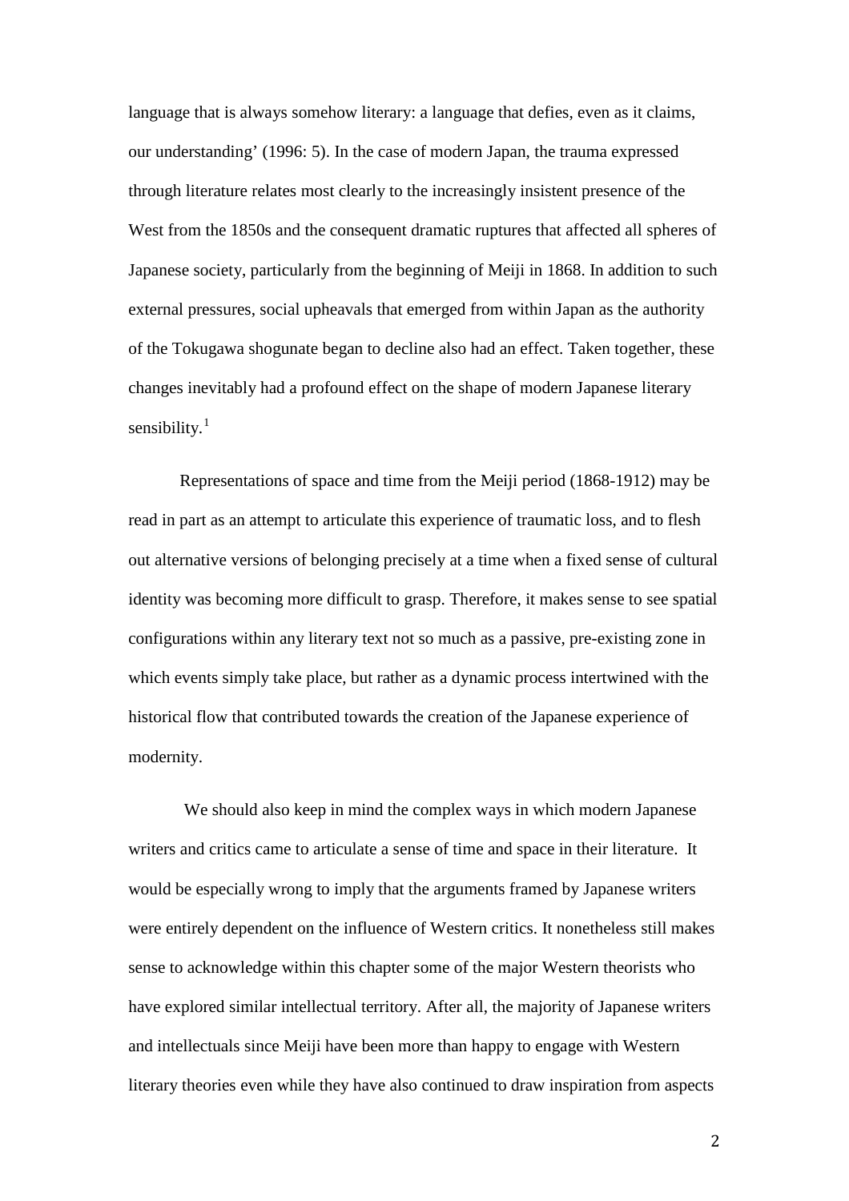language that is always somehow literary: a language that defies, even as it claims, our understanding' (1996: 5). In the case of modern Japan, the trauma expressed through literature relates most clearly to the increasingly insistent presence of the West from the 1850s and the consequent dramatic ruptures that affected all spheres of Japanese society, particularly from the beginning of Meiji in 1868. In addition to such external pressures, social upheavals that emerged from within Japan as the authority of the Tokugawa shogunate began to decline also had an effect. Taken together, these changes inevitably had a profound effect on the shape of modern Japanese literary sensibility.[1]

Representations of space and time from the Meiji period (1868-1912) may be read in part as an attempt to articulate this experience of traumatic loss, and to flesh out alternative versions of belonging precisely at a time when a fixed sense of cultural identity was becoming more difficult to grasp. Therefore, it makes sense to see spatial configurations within any literary text not so much as a passive, pre-existing zone in which events simply take place, but rather as a dynamic process intertwined with the historical flow that contributed towards the creation of the Japanese experience of modernity.

We should also keep in mind the complex ways in which modern Japanese writers and critics came to articulate a sense of time and space in their literature. It would be especially wrong to imply that the arguments framed by Japanese writers were entirely dependent on the influence of Western critics. It nonetheless still makes sense to acknowledge within this chapter some of the major Western theorists who have explored similar intellectual territory. After all, the majority of Japanese writers and intellectuals since Meiji have been more than happy to engage with Western literary theories even while they have also continued to draw inspiration from aspects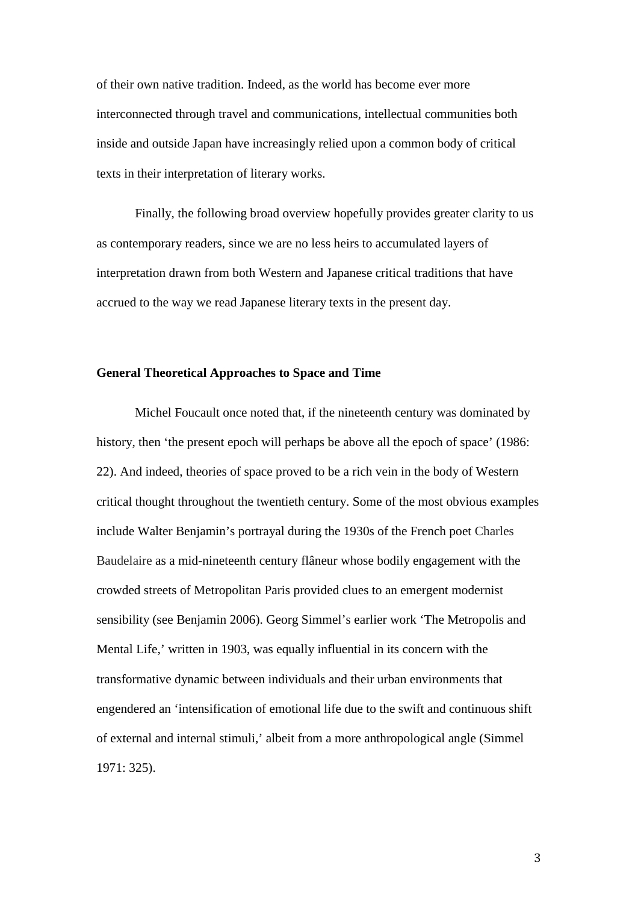of their own native tradition. Indeed, as the world has become ever more interconnected through travel and communications, intellectual communities both inside and outside Japan have increasingly relied upon a common body of critical texts in their interpretation of literary works.

Finally, the following broad overview hopefully provides greater clarity to us as contemporary readers, since we are no less heirs to accumulated layers of interpretation drawn from both Western and Japanese critical traditions that have accrued to the way we read Japanese literary texts in the present day.

## General Theoretical Approaches to Space and Time

Michel Foucault once noted that, if the nineteenth century was dominated by history, then 'the present epoch will perhaps be above all the epoch of space' (1986: 22). And indeed, theories of space proved to be a rich vein in the body of Western critical thought throughout the twentieth century. Some of the most obvious examples include Walter Benjamin's portrayal during the 1930s of the French poet Charles Baudelaire as a mid-nineteenth century flâneur whose bodily engagement with the crowded streets of Metropolitan Paris provided clues to an emergent modernist sensibility (see Benjamin 2006). Georg Simmel's earlier work 'The Metropolis and Mental Life,' written in 1903, was equally influential in its concern with the transformative dynamic between individuals and their urban environments that engendered an 'intensification of emotional life due to the swift and continuous shift of external and internal stimuli,' albeit from a more anthropological angle (Simmel 1971: 325).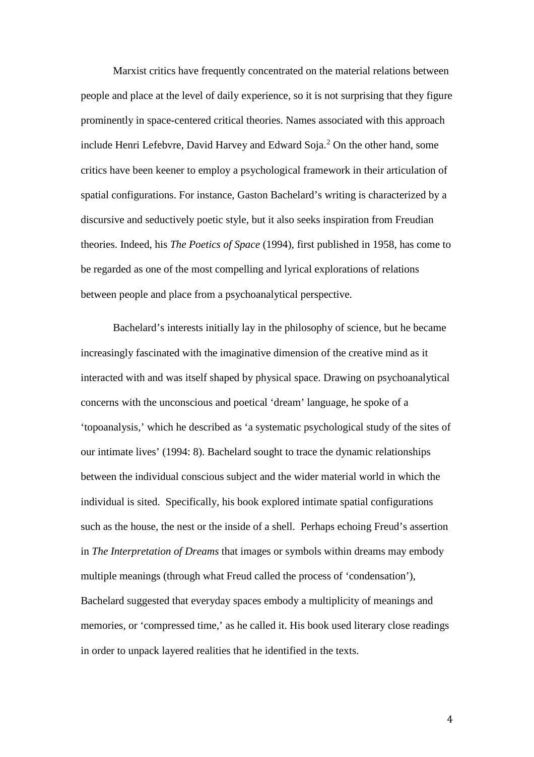Marxist critics have frequently concentrated on the material relations between people and place at the level of daily experience, so it is not surprising that they figure prominently in space-centered critical theories. Names associated with this approach include Henri Lefebvre, David Harvey and Edward Soja.[2] On the other hand, some critics have been keener to employ a psychological framework in their articulation of spatial configurations. For instance, Gaston Bachelard's writing is characterized by a discursive and seductively poetic style, but it also seeks inspiration from Freudian theories. Indeed, his *The Poetics of Space* (1994), first published in 1958, has come to be regarded as one of the most compelling and lyrical explorations of relations between people and place from a psychoanalytical perspective.

Bachelard's interests initially lay in the philosophy of science, but he became increasingly fascinated with the imaginative dimension of the creative mind as it interacted with and was itself shaped by physical space. Drawing on psychoanalytical concerns with the unconscious and poetical 'dream' language, he spoke of a 'topoanalysis,' which he described as 'a systematic psychological study of the sites of our intimate lives' (1994: 8). Bachelard sought to trace the dynamic relationships between the individual conscious subject and the wider material world in which the individual is sited. Specifically, his book explored intimate spatial configurations such as the house, the nest or the inside of a shell. Perhaps echoing Freud's assertion in *The Interpretation of Dreams* that images or symbols within dreams may embody multiple meanings (through what Freud called the process of 'condensation'), Bachelard suggested that everyday spaces embody a multiplicity of meanings and memories, or 'compressed time,' as he called it. His book used literary close readings in order to unpack layered realities that he identified in the texts.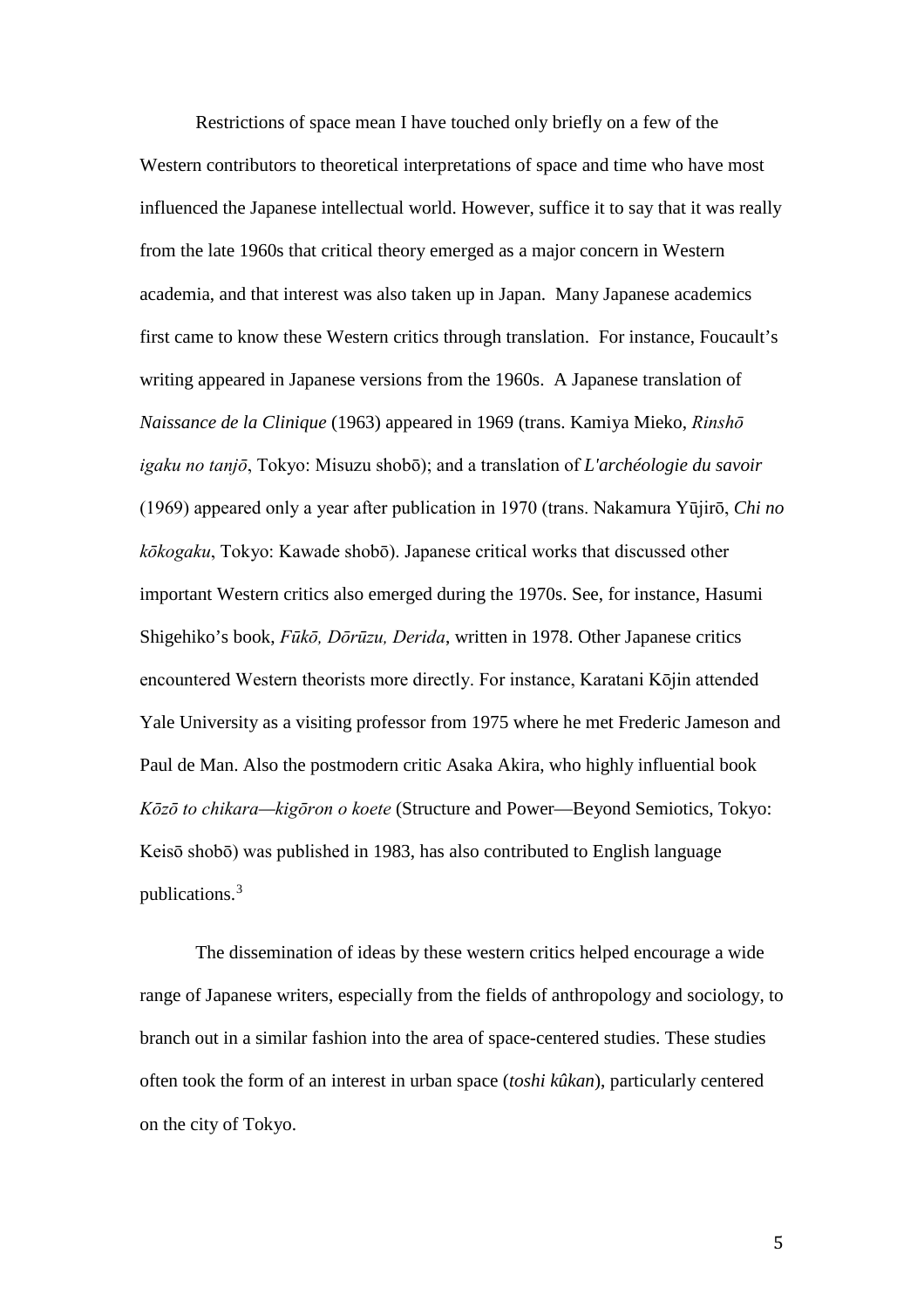Restrictions of space mean I have touched only briefly on a few of the Western contributors to theoretical interpretations of space and time who have most influenced the Japanese intellectual world. However, suffice it to say that it was really from the late 1960s that critical theory emerged as a major concern in Western academia, and that interest was also taken up in Japan. Many Japanese academics first came to know these Western critics through translation. For instance, Foucault's writing appeared in Japanese versions from the 1960s. A Japanese translation of *Naissance de la Clinique* (1963) appeared in 1969 (trans. Kamiya Mieko, *Rinshō igaku no tanjō*, Tokyo: Misuzu shobō); and a translation of *L'archéologie du savoir* (1969) appeared only a year after publication in 1970 (trans. Nakamura Yūjirō, *Chi no kōkogaku*, Tokyo: Kawade shobō). Japanese critical works that discussed other important Western critics also emerged during the 1970s. See, for instance, Hasumi Shigehiko's book, *Fūkō, Dōrūzu, Derida*, written in 1978. Other Japanese critics encountered Western theorists more directly. For instance, Karatani Kōjin attended Yale University as a visiting professor from 1975 where he met Frederic Jameson and Paul de Man. Also the postmodern critic Asaka Akira, who highly influential book *Kōzō to chikara—kigōron o koete* (Structure and Power—Beyond Semiotics, Tokyo: Keisō shobō) was published in 1983, has also contributed to English language publications.[3]

The dissemination of ideas by these western critics helped encourage a wide range of Japanese writers, especially from the fields of anthropology and sociology, to branch out in a similar fashion into the area of space-centered studies. These studies often took the form of an interest in urban space (*toshi kûkan*), particularly centered on the city of Tokyo.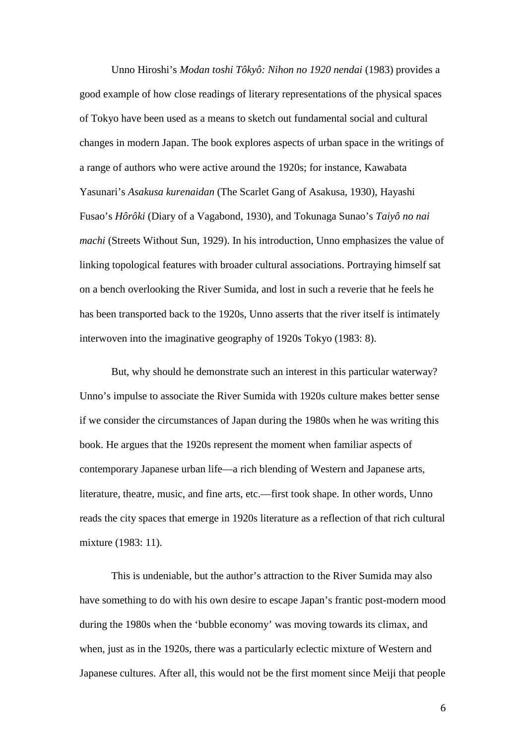Unno Hiroshi’s *Modan toshi Tôkyô: Nihon no 1920 nendai* (1983) provides a good example of how close readings of literary representations of the physical spaces of Tokyo have been used as a means to sketch out fundamental social and cultural changes in modern Japan. The book explores aspects of urban space in the writings of a range of authors who were active around the 1920s; for instance, Kawabata Yasunari’s *Asakusa kurenaidan* (The Scarlet Gang of Asakusa, 1930), Hayashi Fusao’s *Hôrôki* (Diary of a Vagabond, 1930), and Tokunaga Sunao’s *Taiyô no nai machi* (Streets Without Sun, 1929). In his introduction, Unno emphasizes the value of linking topological features with broader cultural associations. Portraying himself sat on a bench overlooking the River Sumida, and lost in such a reverie that he feels he has been transported back to the 1920s, Unno asserts that the river itself is intimately interwoven into the imaginative geography of 1920s Tokyo (1983: 8).

But, why should he demonstrate such an interest in this particular waterway? Unno’s impulse to associate the River Sumida with 1920s culture makes better sense if we consider the circumstances of Japan during the 1980s when he was writing this book. He argues that the 1920s represent the moment when familiar aspects of contemporary Japanese urban life—a rich blending of Western and Japanese arts, literature, theatre, music, and fine arts, etc.—first took shape. In other words, Unno reads the city spaces that emerge in 1920s literature as a reflection of that rich cultural mixture (1983: 11).

This is undeniable, but the author’s attraction to the River Sumida may also have something to do with his own desire to escape Japan’s frantic post-modern mood during the 1980s when the ‘bubble economy’ was moving towards its climax, and when, just as in the 1920s, there was a particularly eclectic mixture of Western and Japanese cultures. After all, this would not be the first moment since Meiji that people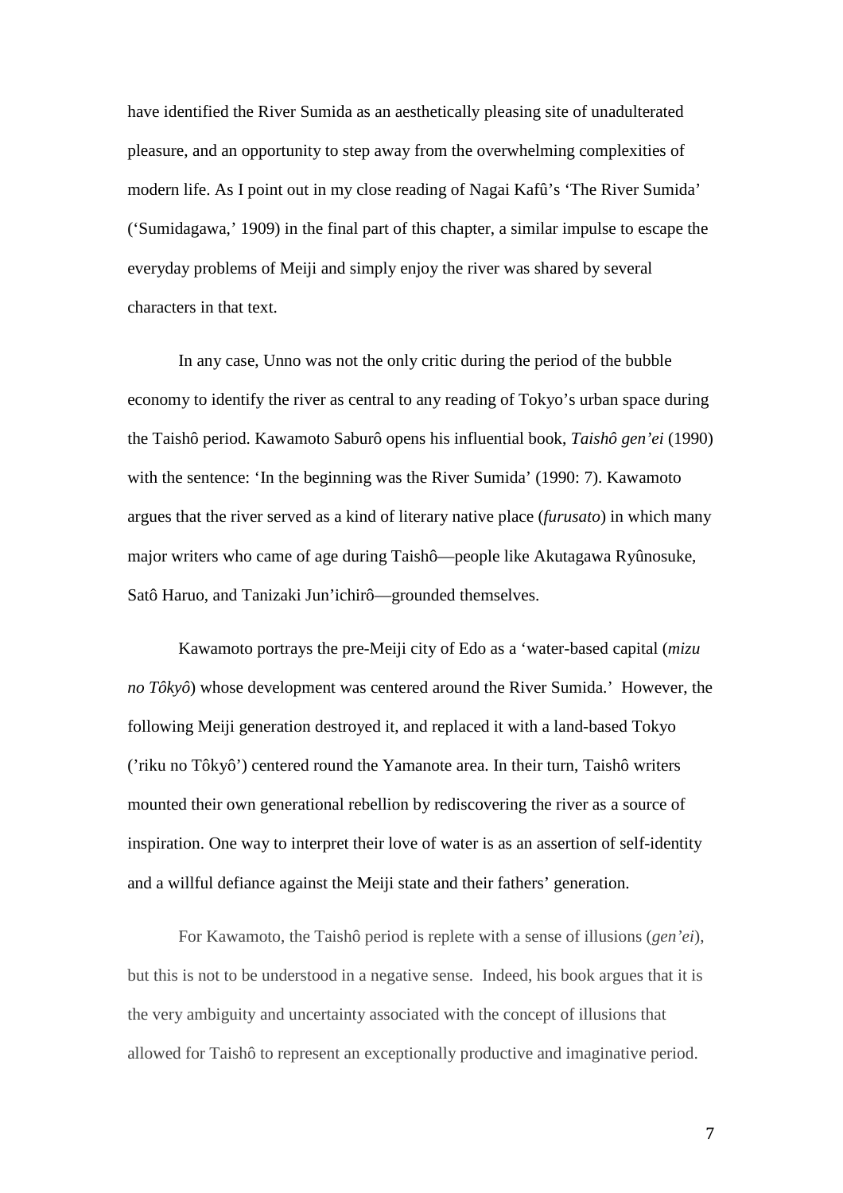have identified the River Sumida as an aesthetically pleasing site of unadulterated pleasure, and an opportunity to step away from the overwhelming complexities of modern life. As I point out in my close reading of Nagai Kafû's 'The River Sumida' ('Sumidagawa,' 1909) in the final part of this chapter, a similar impulse to escape the everyday problems of Meiji and simply enjoy the river was shared by several characters in that text.

In any case, Unno was not the only critic during the period of the bubble economy to identify the river as central to any reading of Tokyo's urban space during the Taishô period. Kawamoto Saburô opens his influential book, *Taishô gen'ei* (1990) with the sentence: 'In the beginning was the River Sumida' (1990: 7). Kawamoto argues that the river served as a kind of literary native place (*furusato*) in which many major writers who came of age during Taishô—people like Akutagawa Ryûnosuke, Satô Haruo, and Tanizaki Jun'ichirô—grounded themselves.

Kawamoto portrays the pre-Meiji city of Edo as a 'water-based capital (*mizu no Tôkyô*) whose development was centered around the River Sumida.' However, the following Meiji generation destroyed it, and replaced it with a land-based Tokyo ('riku no Tôkyô') centered round the Yamanote area. In their turn, Taishô writers mounted their own generational rebellion by rediscovering the river as a source of inspiration. One way to interpret their love of water is as an assertion of self-identity and a willful defiance against the Meiji state and their fathers' generation.

For Kawamoto, the Taishô period is replete with a sense of illusions (*gen'ei*), but this is not to be understood in a negative sense. Indeed, his book argues that it is the very ambiguity and uncertainty associated with the concept of illusions that allowed for Taishô to represent an exceptionally productive and imaginative period.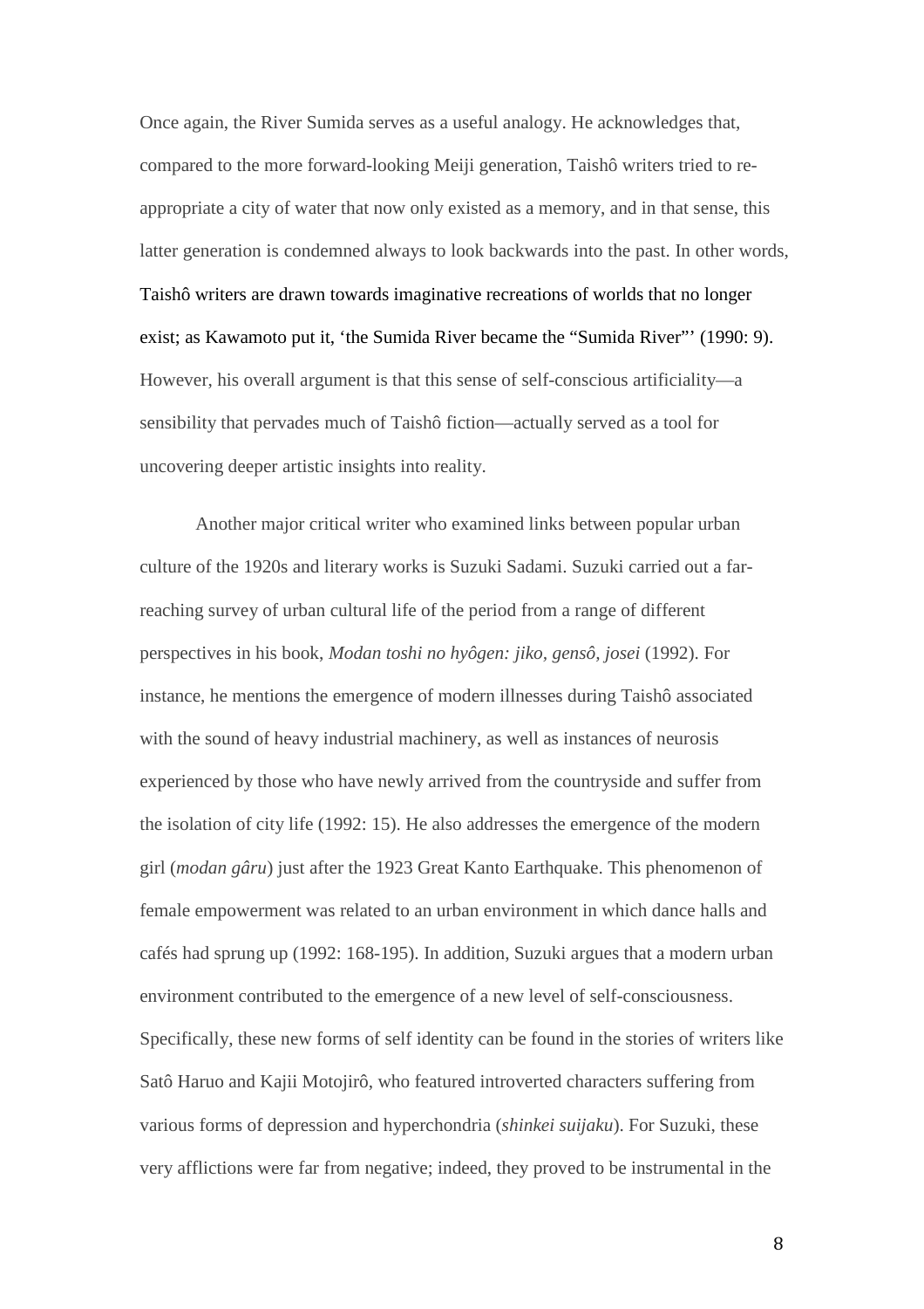Once again, the River Sumida serves as a useful analogy. He acknowledges that, compared to the more forward-looking Meiji generation, Taishô writers tried to re-appropriate a city of water that now only existed as a memory, and in that sense, this latter generation is condemned always to look backwards into the past. In other words, Taishô writers are drawn towards imaginative recreations of worlds that no longer exist; as Kawamoto put it, 'the Sumida River became the "Sumida River"' (1990: 9). However, his overall argument is that this sense of self-conscious artificiality—a sensibility that pervades much of Taishô fiction—actually served as a tool for uncovering deeper artistic insights into reality.

Another major critical writer who examined links between popular urban culture of the 1920s and literary works is Suzuki Sadami. Suzuki carried out a far-reaching survey of urban cultural life of the period from a range of different perspectives in his book, *Modan toshi no hyôgen: jiko, gensô, josei* (1992). For instance, he mentions the emergence of modern illnesses during Taishô associated with the sound of heavy industrial machinery, as well as instances of neurosis experienced by those who have newly arrived from the countryside and suffer from the isolation of city life (1992: 15). He also addresses the emergence of the modern girl (*modan gâru*) just after the 1923 Great Kanto Earthquake. This phenomenon of female empowerment was related to an urban environment in which dance halls and cafés had sprung up (1992: 168-195). In addition, Suzuki argues that a modern urban environment contributed to the emergence of a new level of self-consciousness. Specifically, these new forms of self identity can be found in the stories of writers like Satô Haruo and Kajii Motojirô, who featured introverted characters suffering from various forms of depression and hyperchondria (*shinkei suijaku*). For Suzuki, these very afflictions were far from negative; indeed, they proved to be instrumental in the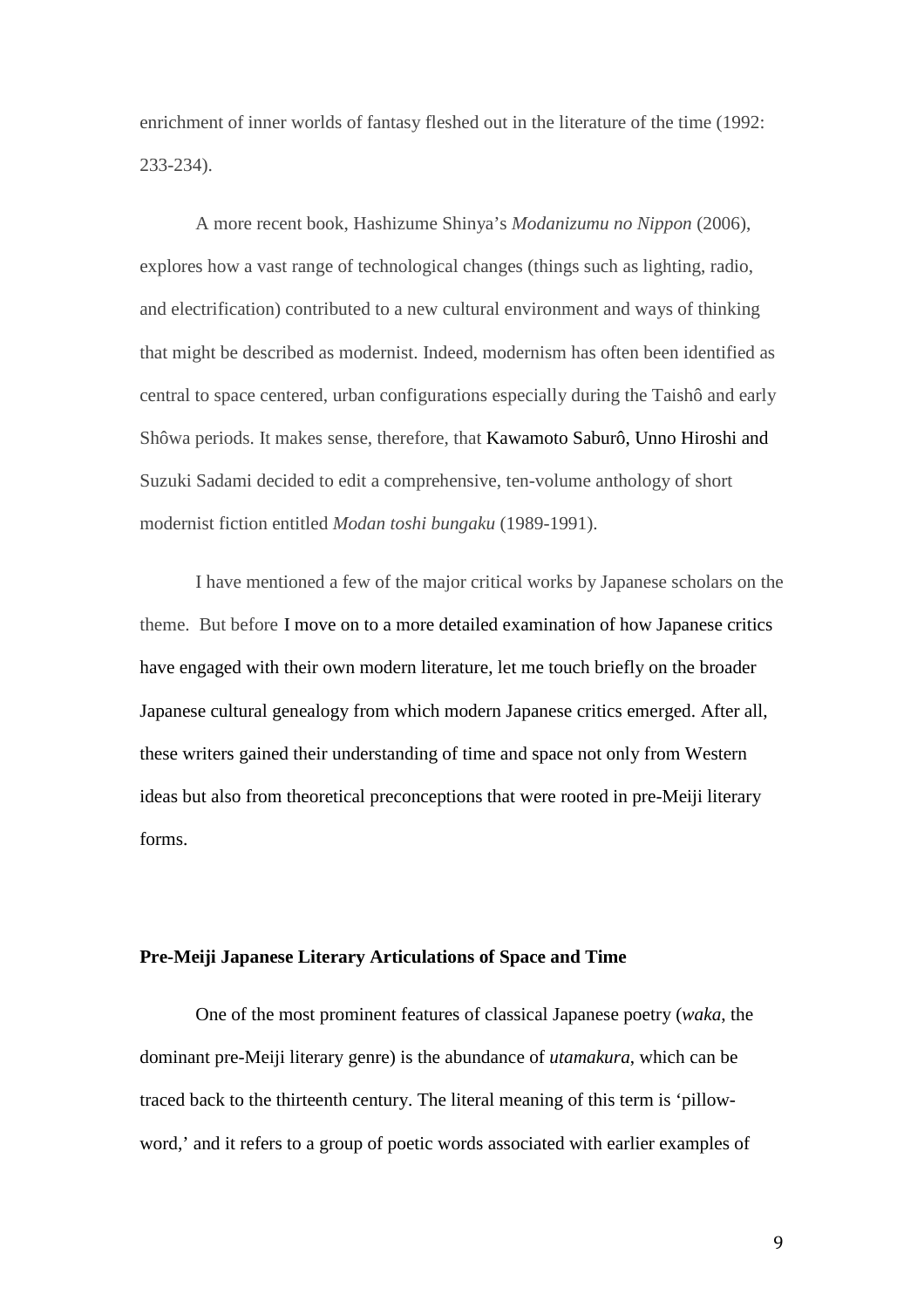enrichment of inner worlds of fantasy fleshed out in the literature of the time (1992: 233-234).

A more recent book, Hashizume Shinya's *Modanizumu no Nippon* (2006), explores how a vast range of technological changes (things such as lighting, radio, and electrification) contributed to a new cultural environment and ways of thinking that might be described as modernist. Indeed, modernism has often been identified as central to space centered, urban configurations especially during the Taishô and early Shôwa periods. It makes sense, therefore, that Kawamoto Saburô, Unno Hiroshi and Suzuki Sadami decided to edit a comprehensive, ten-volume anthology of short modernist fiction entitled *Modan toshi bungaku* (1989-1991).

I have mentioned a few of the major critical works by Japanese scholars on the theme. But before I move on to a more detailed examination of how Japanese critics have engaged with their own modern literature, let me touch briefly on the broader Japanese cultural genealogy from which modern Japanese critics emerged. After all, these writers gained their understanding of time and space not only from Western ideas but also from theoretical preconceptions that were rooted in pre-Meiji literary forms.

**Pre-Meiji Japanese Literary Articulations of Space and Time**

One of the most prominent features of classical Japanese poetry (*waka*, the dominant pre-Meiji literary genre) is the abundance of *utamakura*, which can be traced back to the thirteenth century. The literal meaning of this term is 'pillow-word,' and it refers to a group of poetic words associated with earlier examples of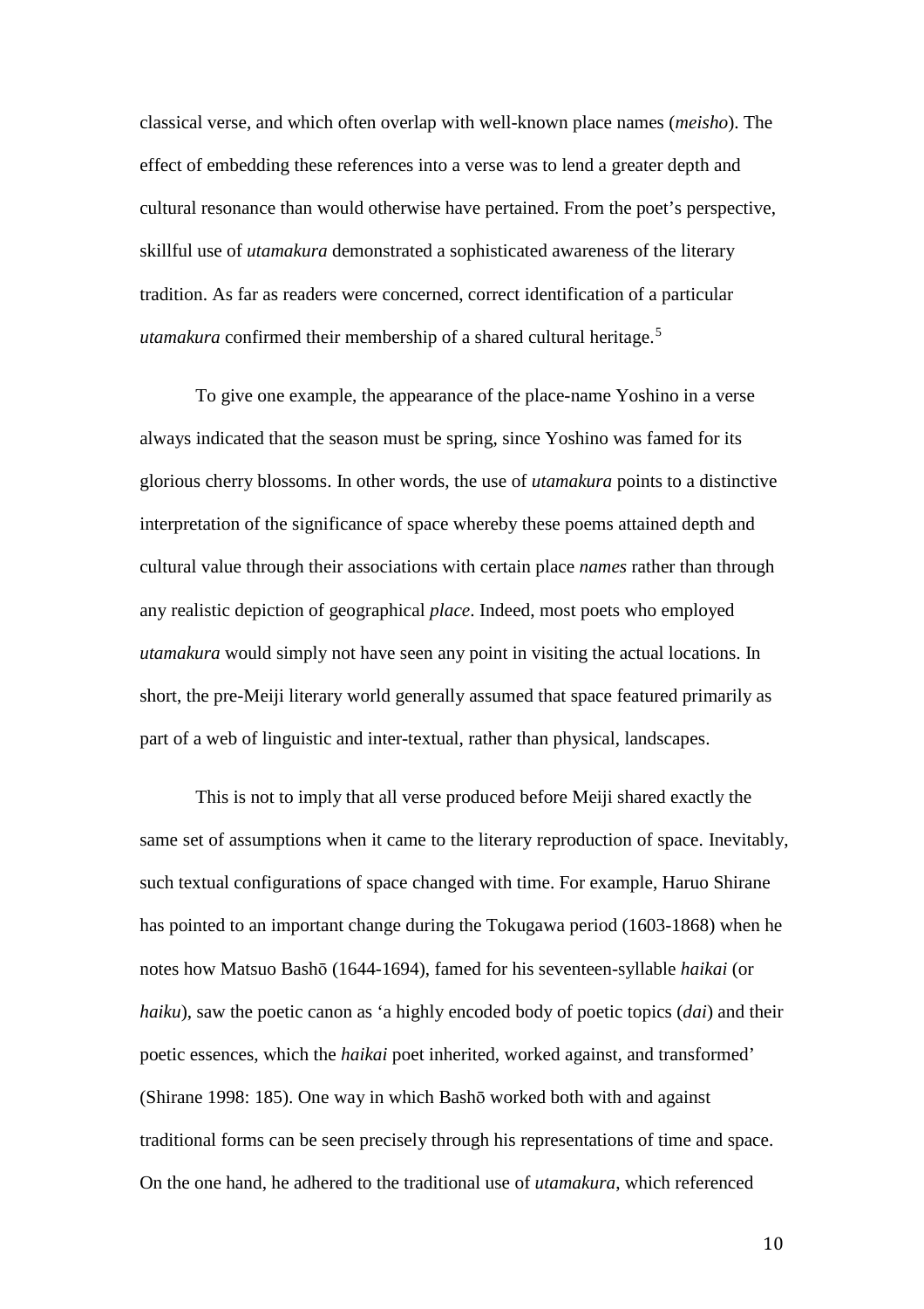classical verse, and which often overlap with well-known place names (*meisho*). The effect of embedding these references into a verse was to lend a greater depth and cultural resonance than would otherwise have pertained. From the poet's perspective, skillful use of *utamakura* demonstrated a sophisticated awareness of the literary tradition. As far as readers were concerned, correct identification of a particular *utamakura* confirmed their membership of a shared cultural heritage.[5]

To give one example, the appearance of the place-name Yoshino in a verse always indicated that the season must be spring, since Yoshino was famed for its glorious cherry blossoms. In other words, the use of *utamakura* points to a distinctive interpretation of the significance of space whereby these poems attained depth and cultural value through their associations with certain place *names* rather than through any realistic depiction of geographical *place*. Indeed, most poets who employed *utamakura* would simply not have seen any point in visiting the actual locations. In short, the pre-Meiji literary world generally assumed that space featured primarily as part of a web of linguistic and inter-textual, rather than physical, landscapes.

This is not to imply that all verse produced before Meiji shared exactly the same set of assumptions when it came to the literary reproduction of space. Inevitably, such textual configurations of space changed with time. For example, Haruo Shirane has pointed to an important change during the Tokugawa period (1603-1868) when he notes how Matsuo Bashō (1644-1694), famed for his seventeen-syllable *haikai* (or *haiku*), saw the poetic canon as 'a highly encoded body of poetic topics (*dai*) and their poetic essences, which the *haikai* poet inherited, worked against, and transformed' (Shirane 1998: 185). One way in which Bashō worked both with and against traditional forms can be seen precisely through his representations of time and space. On the one hand, he adhered to the traditional use of *utamakura*, which referenced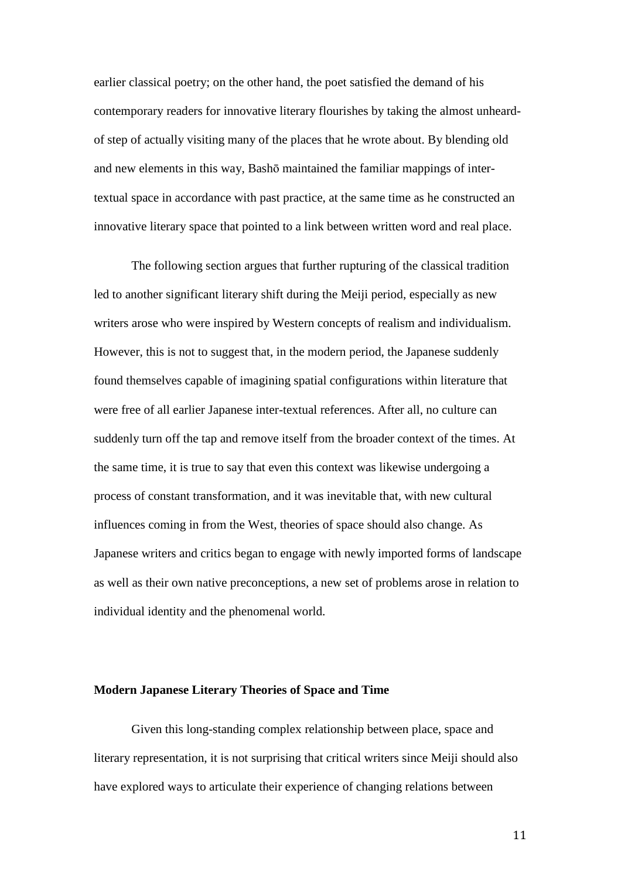earlier classical poetry; on the other hand, the poet satisfied the demand of his contemporary readers for innovative literary flourishes by taking the almost unheard-of step of actually visiting many of the places that he wrote about. By blending old and new elements in this way, Bashō maintained the familiar mappings of inter-textual space in accordance with past practice, at the same time as he constructed an innovative literary space that pointed to a link between written word and real place.

The following section argues that further rupturing of the classical tradition led to another significant literary shift during the Meiji period, especially as new writers arose who were inspired by Western concepts of realism and individualism. However, this is not to suggest that, in the modern period, the Japanese suddenly found themselves capable of imagining spatial configurations within literature that were free of all earlier Japanese inter-textual references. After all, no culture can suddenly turn off the tap and remove itself from the broader context of the times. At the same time, it is true to say that even this context was likewise undergoing a process of constant transformation, and it was inevitable that, with new cultural influences coming in from the West, theories of space should also change. As Japanese writers and critics began to engage with newly imported forms of landscape as well as their own native preconceptions, a new set of problems arose in relation to individual identity and the phenomenal world.

## Modern Japanese Literary Theories of Space and Time

Given this long-standing complex relationship between place, space and literary representation, it is not surprising that critical writers since Meiji should also have explored ways to articulate their experience of changing relations between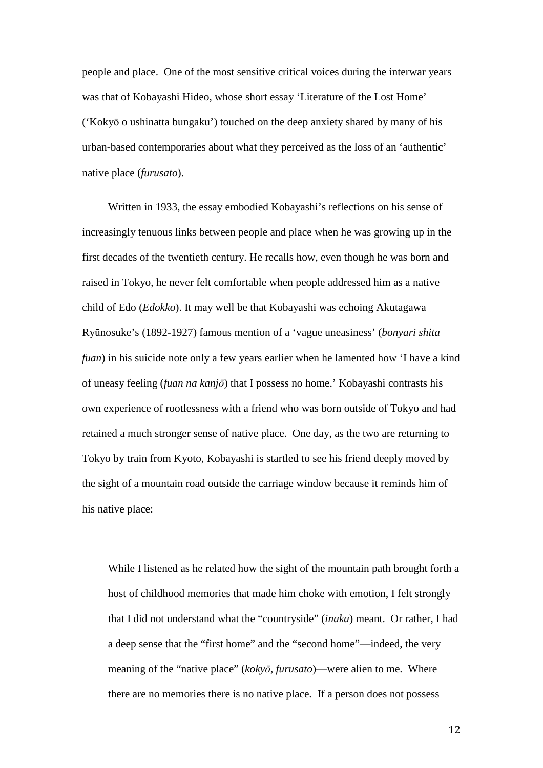people and place. One of the most sensitive critical voices during the interwar years was that of Kobayashi Hideo, whose short essay 'Literature of the Lost Home' ('Kokyō o ushinatta bungaku') touched on the deep anxiety shared by many of his urban-based contemporaries about what they perceived as the loss of an 'authentic' native place (*furusato*).

Written in 1933, the essay embodied Kobayashi's reflections on his sense of increasingly tenuous links between people and place when he was growing up in the first decades of the twentieth century. He recalls how, even though he was born and raised in Tokyo, he never felt comfortable when people addressed him as a native child of Edo (*Edokko*). It may well be that Kobayashi was echoing Akutagawa Ryūnosuke's (1892-1927) famous mention of a 'vague uneasiness' (*bonyari shita fuan*) in his suicide note only a few years earlier when he lamented how 'I have a kind of uneasy feeling (*fuan na kanjō*) that I possess no home.' Kobayashi contrasts his own experience of rootlessness with a friend who was born outside of Tokyo and had retained a much stronger sense of native place. One day, as the two are returning to Tokyo by train from Kyoto, Kobayashi is startled to see his friend deeply moved by the sight of a mountain road outside the carriage window because it reminds him of his native place:

> While I listened as he related how the sight of the mountain path brought forth a host of childhood memories that made him choke with emotion, I felt strongly that I did not understand what the "countryside" (*inaka*) meant. Or rather, I had a deep sense that the "first home" and the "second home"—indeed, the very meaning of the "native place" (*kokyō*, *furusato*)—were alien to me. Where there are no memories there is no native place. If a person does not possess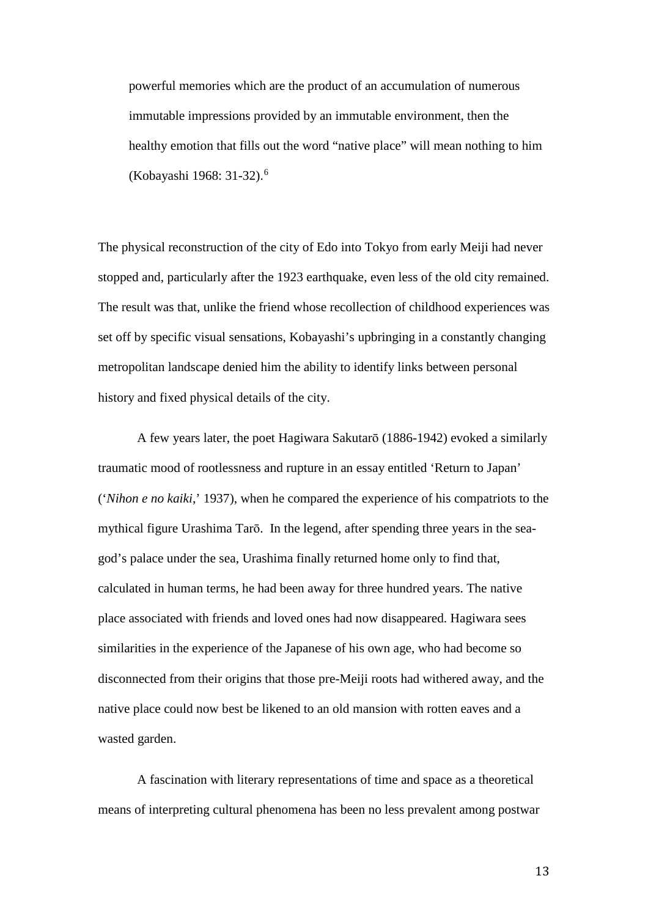> powerful memories which are the product of an accumulation of numerous immutable impressions provided by an immutable environment, then the healthy emotion that fills out the word "native place" will mean nothing to him (Kobayashi 1968: 31-32).[6]

The physical reconstruction of the city of Edo into Tokyo from early Meiji had never stopped and, particularly after the 1923 earthquake, even less of the old city remained. The result was that, unlike the friend whose recollection of childhood experiences was set off by specific visual sensations, Kobayashi's upbringing in a constantly changing metropolitan landscape denied him the ability to identify links between personal history and fixed physical details of the city.

A few years later, the poet Hagiwara Sakutarō (1886-1942) evoked a similarly traumatic mood of rootlessness and rupture in an essay entitled 'Return to Japan' ('*Nihon e no kaiki*,' 1937), when he compared the experience of his compatriots to the mythical figure Urashima Tarō. In the legend, after spending three years in the sea-god's palace under the sea, Urashima finally returned home only to find that, calculated in human terms, he had been away for three hundred years. The native place associated with friends and loved ones had now disappeared. Hagiwara sees similarities in the experience of the Japanese of his own age, who had become so disconnected from their origins that those pre-Meiji roots had withered away, and the native place could now best be likened to an old mansion with rotten eaves and a wasted garden.

A fascination with literary representations of time and space as a theoretical means of interpreting cultural phenomena has been no less prevalent among postwar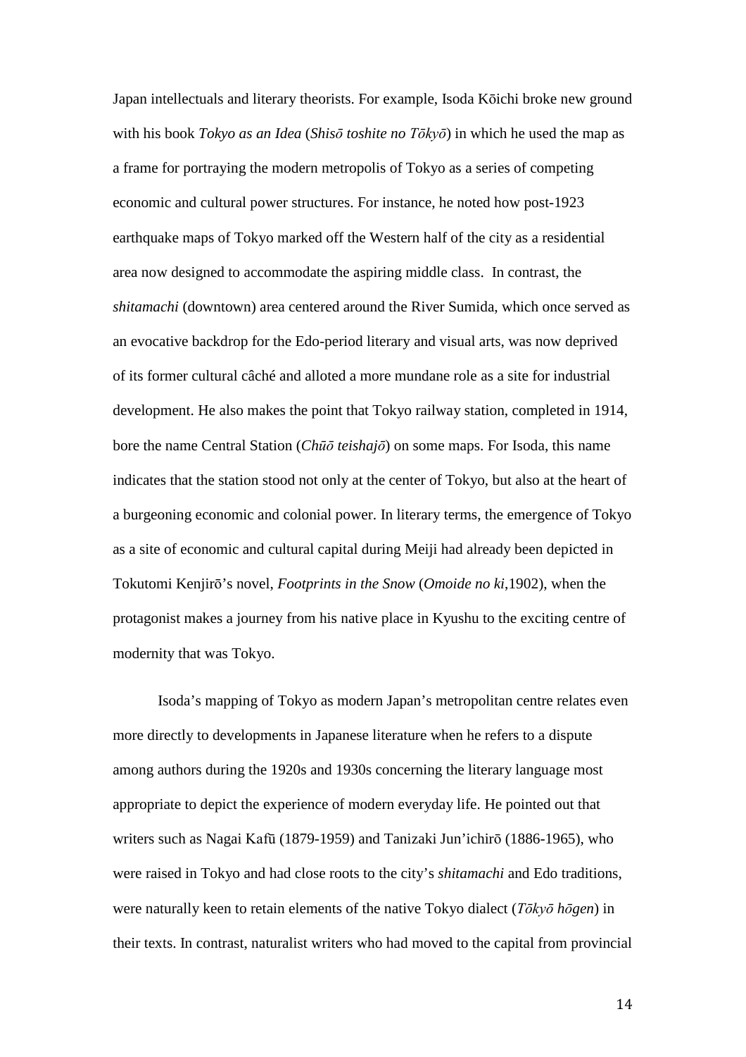Japan intellectuals and literary theorists. For example, Isoda Kōichi broke new ground with his book *Tokyo as an Idea* (*Shisō toshite no Tōkyō*) in which he used the map as a frame for portraying the modern metropolis of Tokyo as a series of competing economic and cultural power structures. For instance, he noted how post-1923 earthquake maps of Tokyo marked off the Western half of the city as a residential area now designed to accommodate the aspiring middle class. In contrast, the *shitamachi* (downtown) area centered around the River Sumida, which once served as an evocative backdrop for the Edo-period literary and visual arts, was now deprived of its former cultural câché and alloted a more mundane role as a site for industrial development. He also makes the point that Tokyo railway station, completed in 1914, bore the name Central Station (*Chūō teishajō*) on some maps. For Isoda, this name indicates that the station stood not only at the center of Tokyo, but also at the heart of a burgeoning economic and colonial power. In literary terms, the emergence of Tokyo as a site of economic and cultural capital during Meiji had already been depicted in Tokutomi Kenjirō's novel, *Footprints in the Snow* (*Omoide no ki*,1902), when the protagonist makes a journey from his native place in Kyushu to the exciting centre of modernity that was Tokyo.

Isoda's mapping of Tokyo as modern Japan's metropolitan centre relates even more directly to developments in Japanese literature when he refers to a dispute among authors during the 1920s and 1930s concerning the literary language most appropriate to depict the experience of modern everyday life. He pointed out that writers such as Nagai Kafū (1879-1959) and Tanizaki Jun'ichirō (1886-1965), who were raised in Tokyo and had close roots to the city's *shitamachi* and Edo traditions, were naturally keen to retain elements of the native Tokyo dialect (*Tōkyō hōgen*) in their texts. In contrast, naturalist writers who had moved to the capital from provincial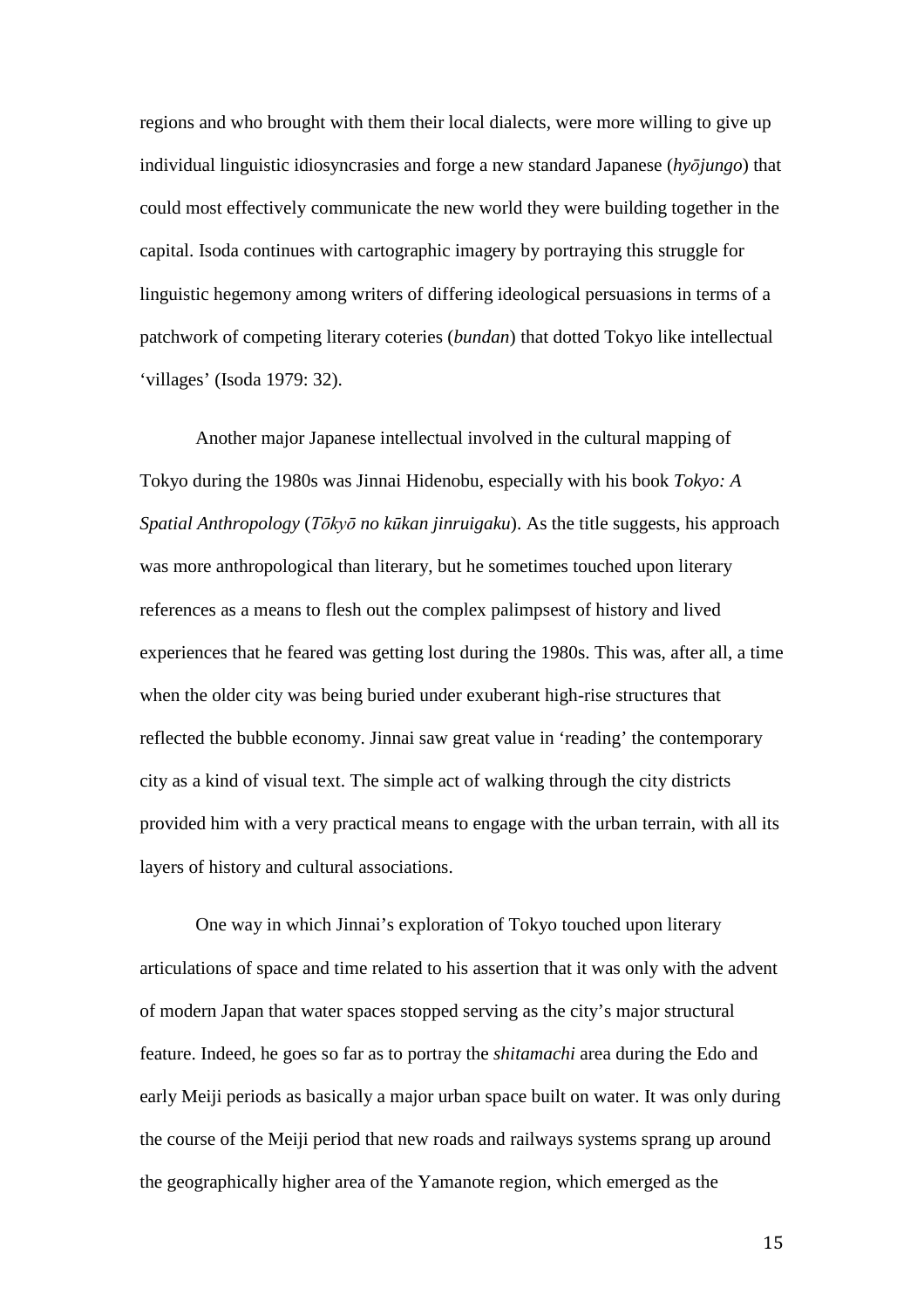regions and who brought with them their local dialects, were more willing to give up individual linguistic idiosyncrasies and forge a new standard Japanese (*hyōjungo*) that could most effectively communicate the new world they were building together in the capital. Isoda continues with cartographic imagery by portraying this struggle for linguistic hegemony among writers of differing ideological persuasions in terms of a patchwork of competing literary coteries (*bundan*) that dotted Tokyo like intellectual 'villages' (Isoda 1979: 32).

Another major Japanese intellectual involved in the cultural mapping of Tokyo during the 1980s was Jinnai Hidenobu, especially with his book *Tokyo: A Spatial Anthropology* (*Tōkyō no kūkan jinruigaku*). As the title suggests, his approach was more anthropological than literary, but he sometimes touched upon literary references as a means to flesh out the complex palimpsest of history and lived experiences that he feared was getting lost during the 1980s. This was, after all, a time when the older city was being buried under exuberant high-rise structures that reflected the bubble economy. Jinnai saw great value in 'reading' the contemporary city as a kind of visual text. The simple act of walking through the city districts provided him with a very practical means to engage with the urban terrain, with all its layers of history and cultural associations.

One way in which Jinnai's exploration of Tokyo touched upon literary articulations of space and time related to his assertion that it was only with the advent of modern Japan that water spaces stopped serving as the city's major structural feature. Indeed, he goes so far as to portray the *shitamachi* area during the Edo and early Meiji periods as basically a major urban space built on water. It was only during the course of the Meiji period that new roads and railways systems sprang up around the geographically higher area of the Yamanote region, which emerged as the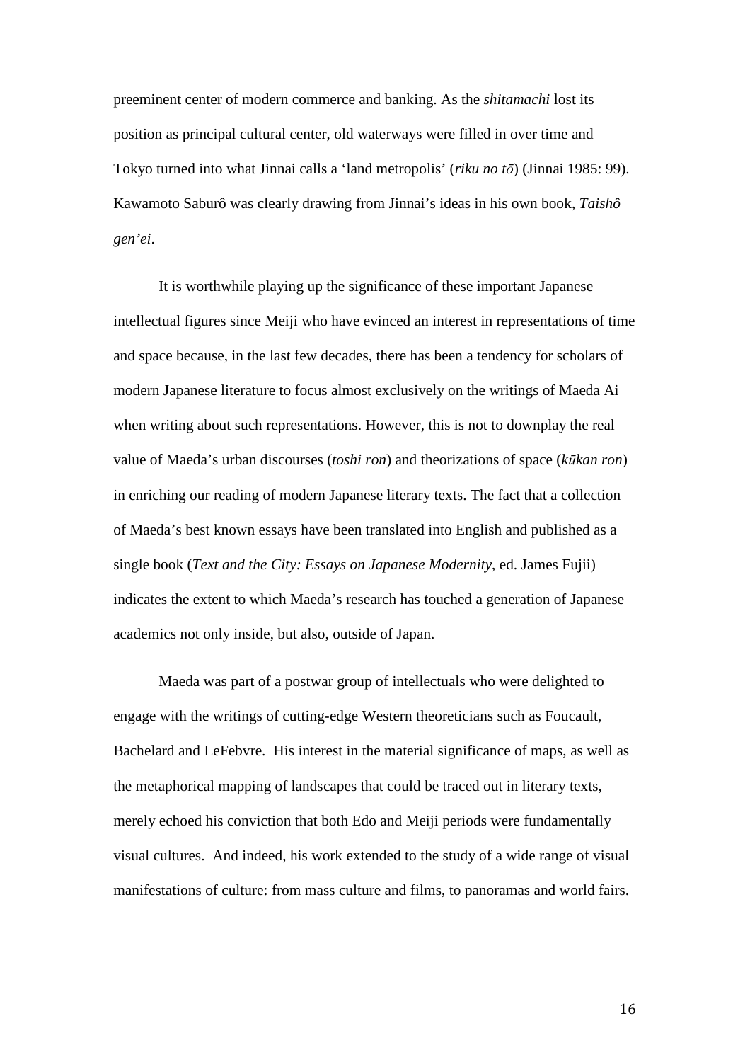preeminent center of modern commerce and banking. As the *shitamachi* lost its position as principal cultural center, old waterways were filled in over time and Tokyo turned into what Jinnai calls a 'land metropolis' (*riku no tō*) (Jinnai 1985: 99). Kawamoto Saburô was clearly drawing from Jinnai's ideas in his own book, *Taishô gen'ei*.

It is worthwhile playing up the significance of these important Japanese intellectual figures since Meiji who have evinced an interest in representations of time and space because, in the last few decades, there has been a tendency for scholars of modern Japanese literature to focus almost exclusively on the writings of Maeda Ai when writing about such representations. However, this is not to downplay the real value of Maeda's urban discourses (*toshi ron*) and theorizations of space (*kūkan ron*) in enriching our reading of modern Japanese literary texts. The fact that a collection of Maeda's best known essays have been translated into English and published as a single book (*Text and the City: Essays on Japanese Modernity*, ed. James Fujii) indicates the extent to which Maeda's research has touched a generation of Japanese academics not only inside, but also, outside of Japan.

Maeda was part of a postwar group of intellectuals who were delighted to engage with the writings of cutting-edge Western theoreticians such as Foucault, Bachelard and LeFebvre. His interest in the material significance of maps, as well as the metaphorical mapping of landscapes that could be traced out in literary texts, merely echoed his conviction that both Edo and Meiji periods were fundamentally visual cultures. And indeed, his work extended to the study of a wide range of visual manifestations of culture: from mass culture and films, to panoramas and world fairs.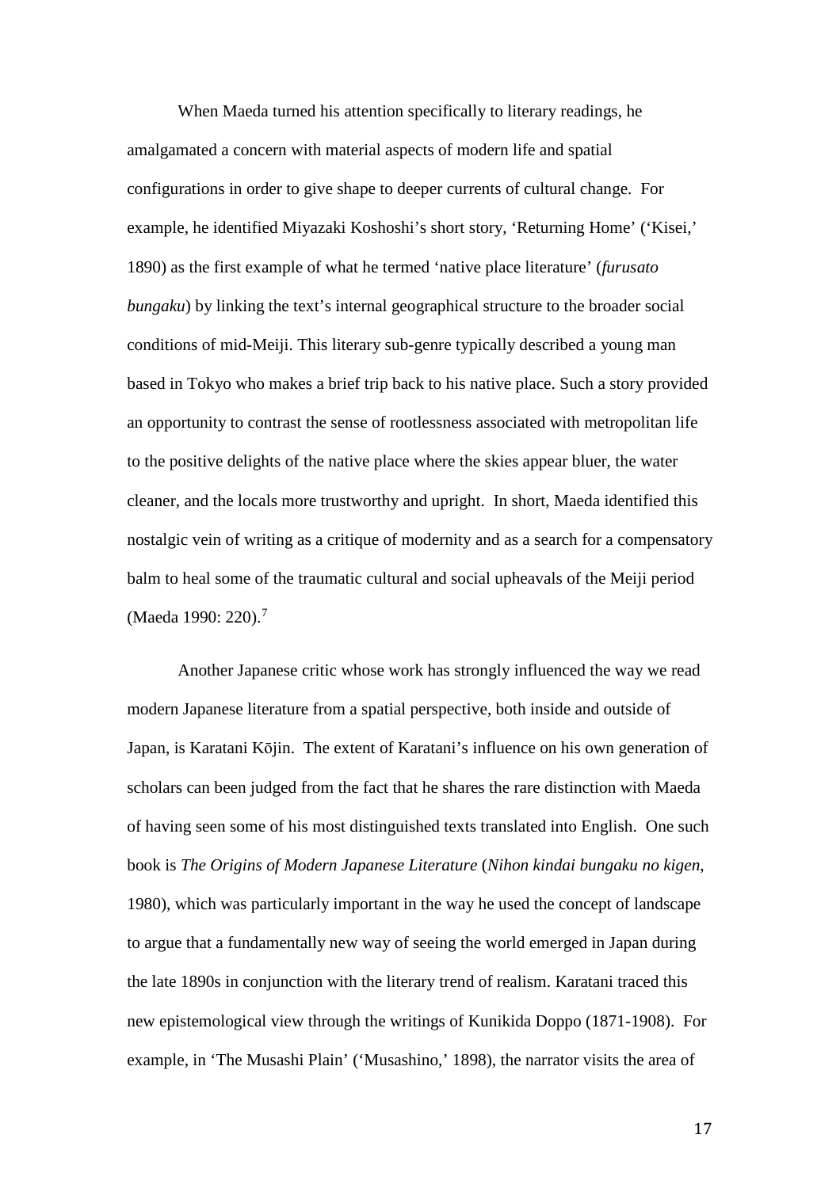When Maeda turned his attention specifically to literary readings, he amalgamated a concern with material aspects of modern life and spatial configurations in order to give shape to deeper currents of cultural change. For example, he identified Miyazaki Koshoshi's short story, 'Returning Home' ('Kisei,' 1890) as the first example of what he termed 'native place literature' (*furusato bungaku*) by linking the text's internal geographical structure to the broader social conditions of mid-Meiji. This literary sub-genre typically described a young man based in Tokyo who makes a brief trip back to his native place. Such a story provided an opportunity to contrast the sense of rootlessness associated with metropolitan life to the positive delights of the native place where the skies appear bluer, the water cleaner, and the locals more trustworthy and upright. In short, Maeda identified this nostalgic vein of writing as a critique of modernity and as a search for a compensatory balm to heal some of the traumatic cultural and social upheavals of the Meiji period (Maeda 1990: 220).[7]

Another Japanese critic whose work has strongly influenced the way we read modern Japanese literature from a spatial perspective, both inside and outside of Japan, is Karatani Kōjin. The extent of Karatani's influence on his own generation of scholars can been judged from the fact that he shares the rare distinction with Maeda of having seen some of his most distinguished texts translated into English. One such book is *The Origins of Modern Japanese Literature* (*Nihon kindai bungaku no kigen*, 1980), which was particularly important in the way he used the concept of landscape to argue that a fundamentally new way of seeing the world emerged in Japan during the late 1890s in conjunction with the literary trend of realism. Karatani traced this new epistemological view through the writings of Kunikida Doppo (1871-1908). For example, in 'The Musashi Plain' ('Musashino,' 1898), the narrator visits the area of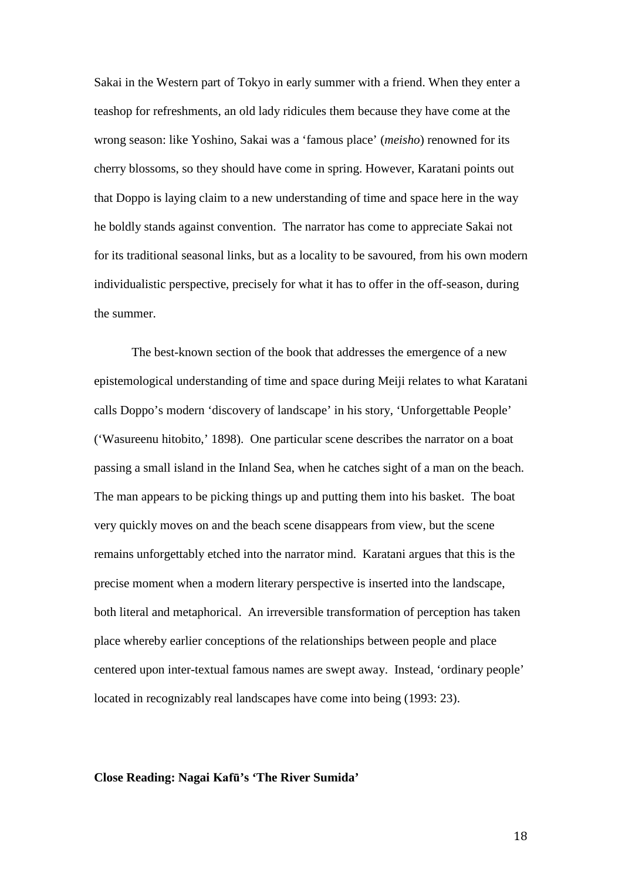Sakai in the Western part of Tokyo in early summer with a friend. When they enter a teashop for refreshments, an old lady ridicules them because they have come at the wrong season: like Yoshino, Sakai was a 'famous place' (*meisho*) renowned for its cherry blossoms, so they should have come in spring. However, Karatani points out that Doppo is laying claim to a new understanding of time and space here in the way he boldly stands against convention. The narrator has come to appreciate Sakai not for its traditional seasonal links, but as a locality to be savoured, from his own modern individualistic perspective, precisely for what it has to offer in the off-season, during the summer.

The best-known section of the book that addresses the emergence of a new epistemological understanding of time and space during Meiji relates to what Karatani calls Doppo's modern 'discovery of landscape' in his story, 'Unforgettable People' ('Wasureenu hitobito,' 1898). One particular scene describes the narrator on a boat passing a small island in the Inland Sea, when he catches sight of a man on the beach. The man appears to be picking things up and putting them into his basket. The boat very quickly moves on and the beach scene disappears from view, but the scene remains unforgettably etched into the narrator mind. Karatani argues that this is the precise moment when a modern literary perspective is inserted into the landscape, both literal and metaphorical. An irreversible transformation of perception has taken place whereby earlier conceptions of the relationships between people and place centered upon inter-textual famous names are swept away. Instead, 'ordinary people' located in recognizably real landscapes have come into being (1993: 23).

**Close Reading: Nagai Kafū's 'The River Sumida'**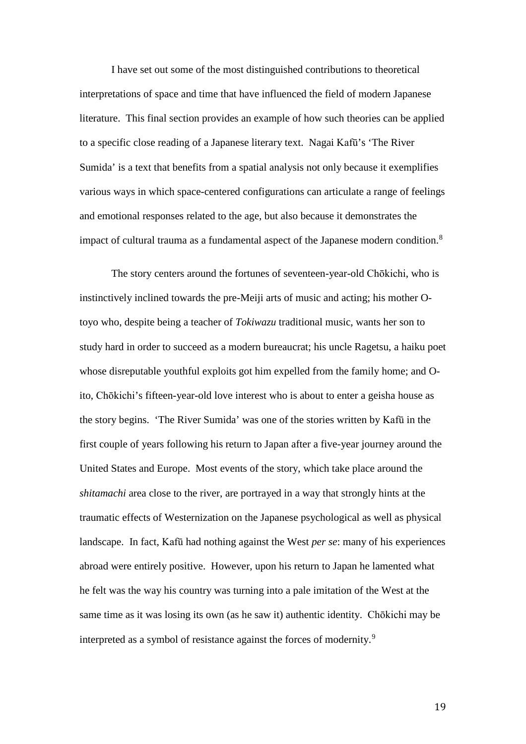I have set out some of the most distinguished contributions to theoretical interpretations of space and time that have influenced the field of modern Japanese literature. This final section provides an example of how such theories can be applied to a specific close reading of a Japanese literary text. Nagai Kafū's 'The River Sumida' is a text that benefits from a spatial analysis not only because it exemplifies various ways in which space-centered configurations can articulate a range of feelings and emotional responses related to the age, but also because it demonstrates the impact of cultural trauma as a fundamental aspect of the Japanese modern condition.[8]

The story centers around the fortunes of seventeen-year-old Chōkichi, who is instinctively inclined towards the pre-Meiji arts of music and acting; his mother O-toyo who, despite being a teacher of *Tokiwazu* traditional music, wants her son to study hard in order to succeed as a modern bureaucrat; his uncle Ragetsu, a haiku poet whose disreputable youthful exploits got him expelled from the family home; and O-ito, Chōkichi's fifteen-year-old love interest who is about to enter a geisha house as the story begins. 'The River Sumida' was one of the stories written by Kafū in the first couple of years following his return to Japan after a five-year journey around the United States and Europe. Most events of the story, which take place around the *shitamachi* area close to the river, are portrayed in a way that strongly hints at the traumatic effects of Westernization on the Japanese psychological as well as physical landscape. In fact, Kafū had nothing against the West *per se*: many of his experiences abroad were entirely positive. However, upon his return to Japan he lamented what he felt was the way his country was turning into a pale imitation of the West at the same time as it was losing its own (as he saw it) authentic identity. Chōkichi may be interpreted as a symbol of resistance against the forces of modernity.[9]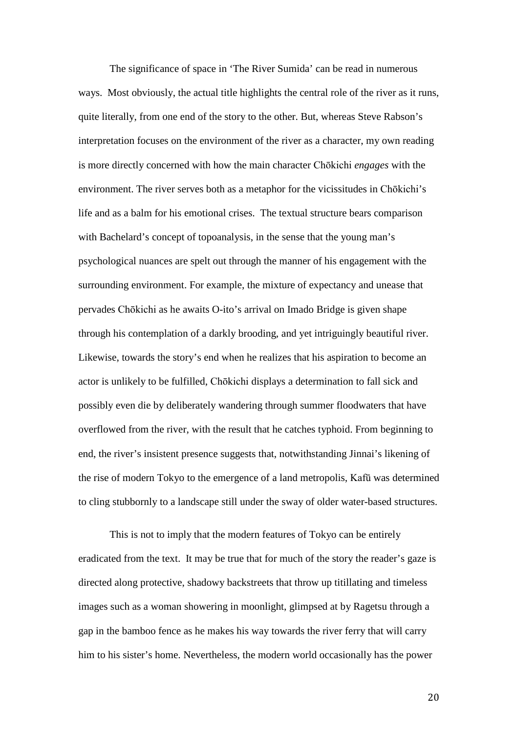The significance of space in 'The River Sumida' can be read in numerous ways. Most obviously, the actual title highlights the central role of the river as it runs, quite literally, from one end of the story to the other. But, whereas Steve Rabson's interpretation focuses on the environment of the river as a character, my own reading is more directly concerned with how the main character Chōkichi *engages* with the environment. The river serves both as a metaphor for the vicissitudes in Chōkichi's life and as a balm for his emotional crises. The textual structure bears comparison with Bachelard's concept of topoanalysis, in the sense that the young man's psychological nuances are spelt out through the manner of his engagement with the surrounding environment. For example, the mixture of expectancy and unease that pervades Chōkichi as he awaits O-ito's arrival on Imado Bridge is given shape through his contemplation of a darkly brooding, and yet intriguingly beautiful river. Likewise, towards the story's end when he realizes that his aspiration to become an actor is unlikely to be fulfilled, Chōkichi displays a determination to fall sick and possibly even die by deliberately wandering through summer floodwaters that have overflowed from the river, with the result that he catches typhoid. From beginning to end, the river's insistent presence suggests that, notwithstanding Jinnai's likening of the rise of modern Tokyo to the emergence of a land metropolis, Kafū was determined to cling stubbornly to a landscape still under the sway of older water-based structures.

This is not to imply that the modern features of Tokyo can be entirely eradicated from the text. It may be true that for much of the story the reader's gaze is directed along protective, shadowy backstreets that throw up titillating and timeless images such as a woman showering in moonlight, glimpsed at by Ragetsu through a gap in the bamboo fence as he makes his way towards the river ferry that will carry him to his sister's home. Nevertheless, the modern world occasionally has the power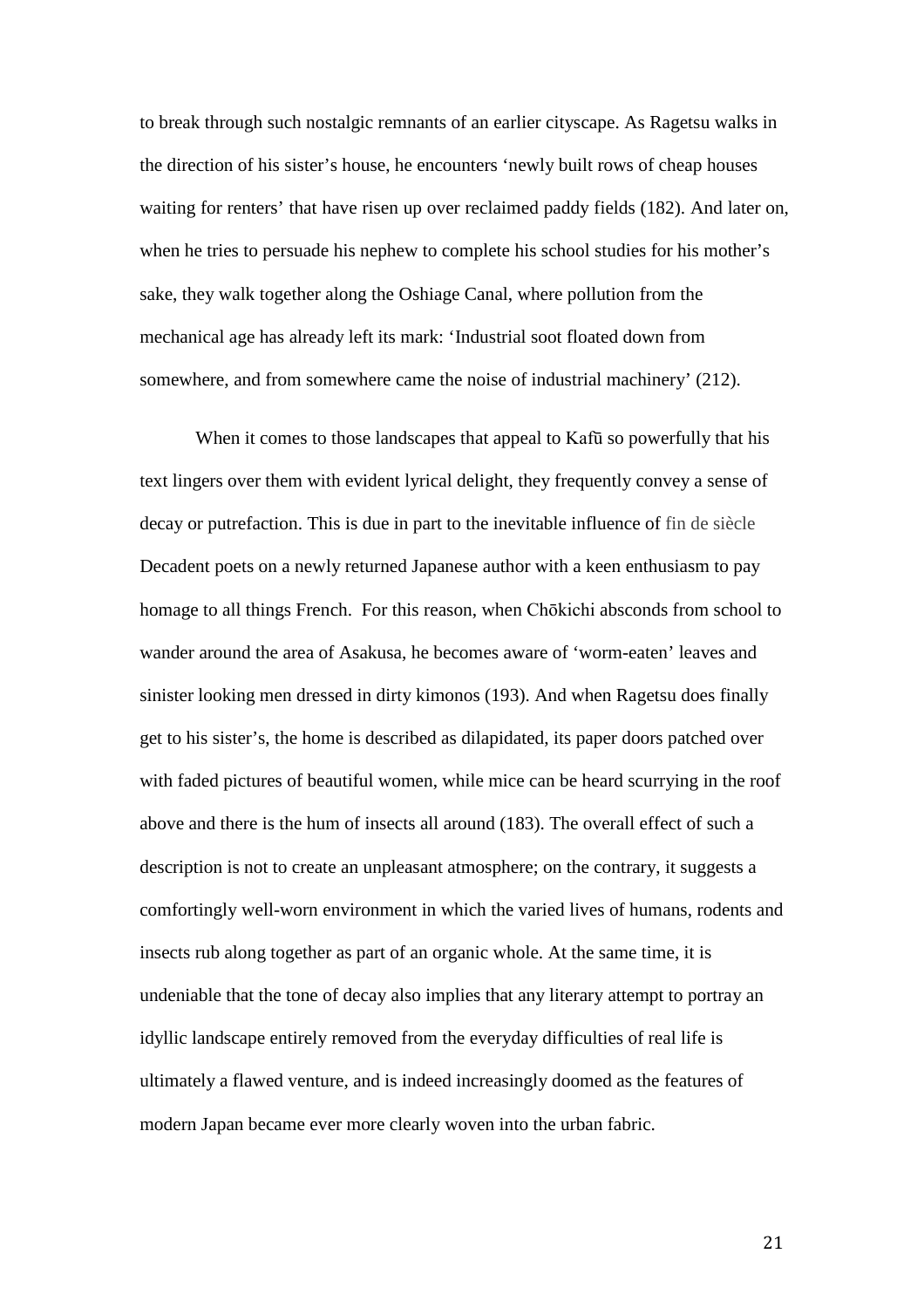to break through such nostalgic remnants of an earlier cityscape. As Ragetsu walks in the direction of his sister's house, he encounters 'newly built rows of cheap houses waiting for renters' that have risen up over reclaimed paddy fields (182). And later on, when he tries to persuade his nephew to complete his school studies for his mother's sake, they walk together along the Oshiage Canal, where pollution from the mechanical age has already left its mark: 'Industrial soot floated down from somewhere, and from somewhere came the noise of industrial machinery' (212).

When it comes to those landscapes that appeal to Kafū so powerfully that his text lingers over them with evident lyrical delight, they frequently convey a sense of decay or putrefaction. This is due in part to the inevitable influence of fin de siècle Decadent poets on a newly returned Japanese author with a keen enthusiasm to pay homage to all things French. For this reason, when Chōkichi absconds from school to wander around the area of Asakusa, he becomes aware of 'worm-eaten' leaves and sinister looking men dressed in dirty kimonos (193). And when Ragetsu does finally get to his sister's, the home is described as dilapidated, its paper doors patched over with faded pictures of beautiful women, while mice can be heard scurrying in the roof above and there is the hum of insects all around (183). The overall effect of such a description is not to create an unpleasant atmosphere; on the contrary, it suggests a comfortingly well-worn environment in which the varied lives of humans, rodents and insects rub along together as part of an organic whole. At the same time, it is undeniable that the tone of decay also implies that any literary attempt to portray an idyllic landscape entirely removed from the everyday difficulties of real life is ultimately a flawed venture, and is indeed increasingly doomed as the features of modern Japan became ever more clearly woven into the urban fabric.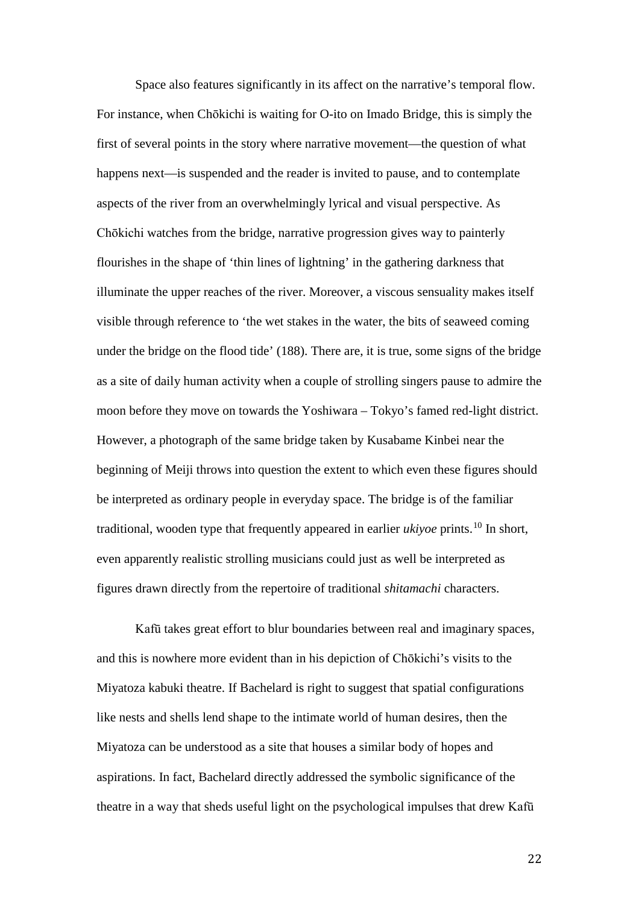Space also features significantly in its affect on the narrative's temporal flow. For instance, when Chōkichi is waiting for O-ito on Imado Bridge, this is simply the first of several points in the story where narrative movement—the question of what happens next—is suspended and the reader is invited to pause, and to contemplate aspects of the river from an overwhelmingly lyrical and visual perspective. As Chōkichi watches from the bridge, narrative progression gives way to painterly flourishes in the shape of 'thin lines of lightning' in the gathering darkness that illuminate the upper reaches of the river. Moreover, a viscous sensuality makes itself visible through reference to 'the wet stakes in the water, the bits of seaweed coming under the bridge on the flood tide' (188). There are, it is true, some signs of the bridge as a site of daily human activity when a couple of strolling singers pause to admire the moon before they move on towards the Yoshiwara – Tokyo's famed red-light district. However, a photograph of the same bridge taken by Kusabame Kinbei near the beginning of Meiji throws into question the extent to which even these figures should be interpreted as ordinary people in everyday space. The bridge is of the familiar traditional, wooden type that frequently appeared in earlier *ukiyoe* prints.[10] In short, even apparently realistic strolling musicians could just as well be interpreted as figures drawn directly from the repertoire of traditional *shitamachi* characters.

Kafū takes great effort to blur boundaries between real and imaginary spaces, and this is nowhere more evident than in his depiction of Chōkichi's visits to the Miyatoza kabuki theatre. If Bachelard is right to suggest that spatial configurations like nests and shells lend shape to the intimate world of human desires, then the Miyatoza can be understood as a site that houses a similar body of hopes and aspirations. In fact, Bachelard directly addressed the symbolic significance of the theatre in a way that sheds useful light on the psychological impulses that drew Kafū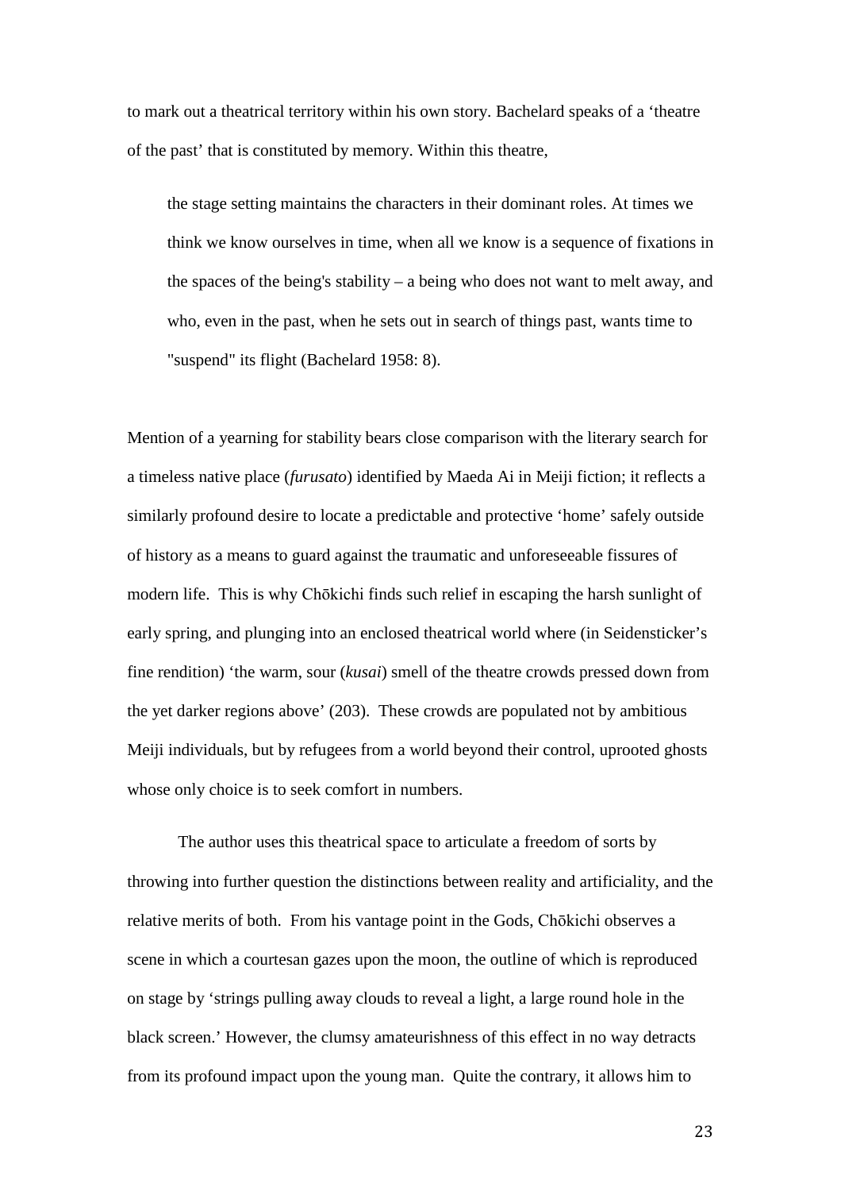to mark out a theatrical territory within his own story. Bachelard speaks of a 'theatre of the past' that is constituted by memory. Within this theatre,

> the stage setting maintains the characters in their dominant roles. At times we think we know ourselves in time, when all we know is a sequence of fixations in the spaces of the being's stability – a being who does not want to melt away, and who, even in the past, when he sets out in search of things past, wants time to "suspend" its flight (Bachelard 1958: 8).

Mention of a yearning for stability bears close comparison with the literary search for a timeless native place (*furusato*) identified by Maeda Ai in Meiji fiction; it reflects a similarly profound desire to locate a predictable and protective 'home' safely outside of history as a means to guard against the traumatic and unforeseeable fissures of modern life. This is why Chōkichi finds such relief in escaping the harsh sunlight of early spring, and plunging into an enclosed theatrical world where (in Seidensticker's fine rendition) 'the warm, sour (*kusai*) smell of the theatre crowds pressed down from the yet darker regions above' (203). These crowds are populated not by ambitious Meiji individuals, but by refugees from a world beyond their control, uprooted ghosts whose only choice is to seek comfort in numbers.

The author uses this theatrical space to articulate a freedom of sorts by throwing into further question the distinctions between reality and artificiality, and the relative merits of both. From his vantage point in the Gods, Chōkichi observes a scene in which a courtesan gazes upon the moon, the outline of which is reproduced on stage by 'strings pulling away clouds to reveal a light, a large round hole in the black screen.' However, the clumsy amateurishness of this effect in no way detracts from its profound impact upon the young man. Quite the contrary, it allows him to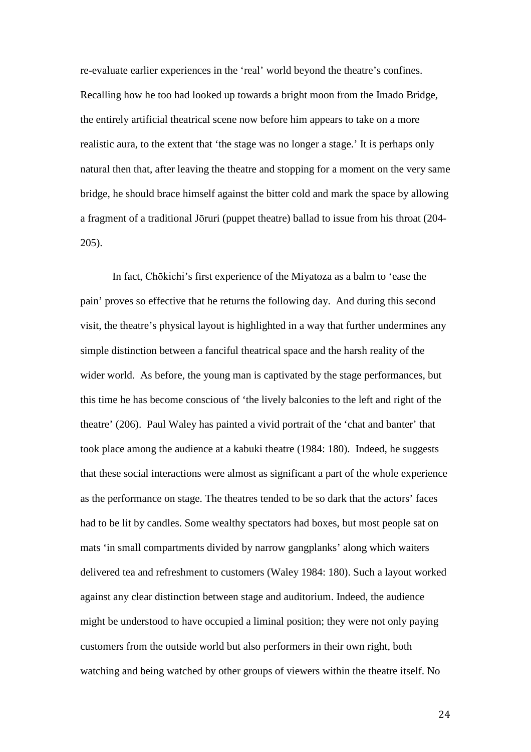re-evaluate earlier experiences in the 'real' world beyond the theatre's confines. Recalling how he too had looked up towards a bright moon from the Imado Bridge, the entirely artificial theatrical scene now before him appears to take on a more realistic aura, to the extent that 'the stage was no longer a stage.' It is perhaps only natural then that, after leaving the theatre and stopping for a moment on the very same bridge, he should brace himself against the bitter cold and mark the space by allowing a fragment of a traditional Jōruri (puppet theatre) ballad to issue from his throat (204-205).

In fact, Chōkichi's first experience of the Miyatoza as a balm to 'ease the pain' proves so effective that he returns the following day. And during this second visit, the theatre's physical layout is highlighted in a way that further undermines any simple distinction between a fanciful theatrical space and the harsh reality of the wider world. As before, the young man is captivated by the stage performances, but this time he has become conscious of 'the lively balconies to the left and right of the theatre' (206). Paul Waley has painted a vivid portrait of the 'chat and banter' that took place among the audience at a kabuki theatre (1984: 180). Indeed, he suggests that these social interactions were almost as significant a part of the whole experience as the performance on stage. The theatres tended to be so dark that the actors' faces had to be lit by candles. Some wealthy spectators had boxes, but most people sat on mats 'in small compartments divided by narrow gangplanks' along which waiters delivered tea and refreshment to customers (Waley 1984: 180). Such a layout worked against any clear distinction between stage and auditorium. Indeed, the audience might be understood to have occupied a liminal position; they were not only paying customers from the outside world but also performers in their own right, both watching and being watched by other groups of viewers within the theatre itself. No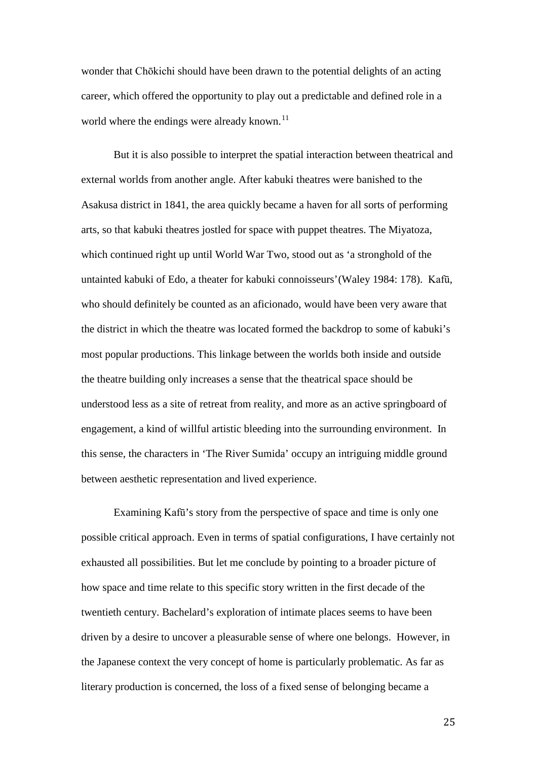wonder that Chōkichi should have been drawn to the potential delights of an acting career, which offered the opportunity to play out a predictable and defined role in a world where the endings were already known.[11]

But it is also possible to interpret the spatial interaction between theatrical and external worlds from another angle. After kabuki theatres were banished to the Asakusa district in 1841, the area quickly became a haven for all sorts of performing arts, so that kabuki theatres jostled for space with puppet theatres. The Miyatoza, which continued right up until World War Two, stood out as 'a stronghold of the untainted kabuki of Edo, a theater for kabuki connoisseurs'(Waley 1984: 178). Kafū, who should definitely be counted as an aficionado, would have been very aware that the district in which the theatre was located formed the backdrop to some of kabuki's most popular productions. This linkage between the worlds both inside and outside the theatre building only increases a sense that the theatrical space should be understood less as a site of retreat from reality, and more as an active springboard of engagement, a kind of willful artistic bleeding into the surrounding environment. In this sense, the characters in 'The River Sumida' occupy an intriguing middle ground between aesthetic representation and lived experience.

Examining Kafū's story from the perspective of space and time is only one possible critical approach. Even in terms of spatial configurations, I have certainly not exhausted all possibilities. But let me conclude by pointing to a broader picture of how space and time relate to this specific story written in the first decade of the twentieth century. Bachelard's exploration of intimate places seems to have been driven by a desire to uncover a pleasurable sense of where one belongs. However, in the Japanese context the very concept of home is particularly problematic. As far as literary production is concerned, the loss of a fixed sense of belonging became a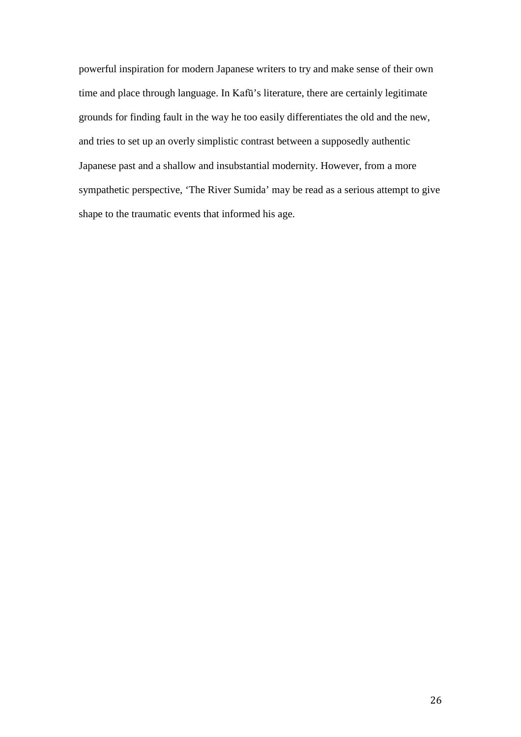powerful inspiration for modern Japanese writers to try and make sense of their own time and place through language. In Kafū's literature, there are certainly legitimate grounds for finding fault in the way he too easily differentiates the old and the new, and tries to set up an overly simplistic contrast between a supposedly authentic Japanese past and a shallow and insubstantial modernity. However, from a more sympathetic perspective, 'The River Sumida' may be read as a serious attempt to give shape to the traumatic events that informed his age.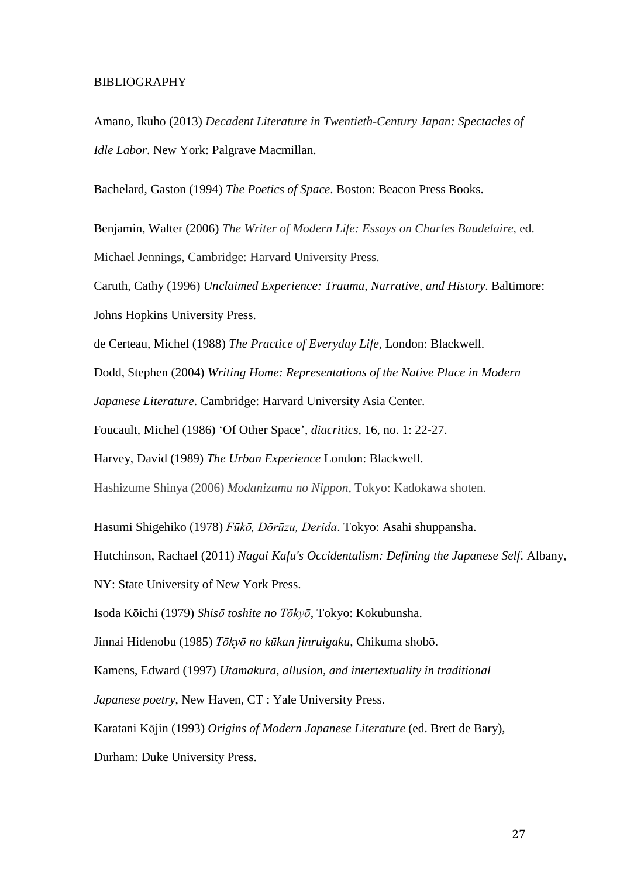BIBLIOGRAPHY

Amano, Ikuho (2013) *Decadent Literature in Twentieth-Century Japan: Spectacles of Idle Labor*. New York: Palgrave Macmillan.

Bachelard, Gaston (1994) *The Poetics of Space*. Boston: Beacon Press Books.

Benjamin, Walter (2006) *The Writer of Modern Life: Essays on Charles Baudelaire*, ed. Michael Jennings, Cambridge: Harvard University Press.

Caruth, Cathy (1996) *Unclaimed Experience: Trauma, Narrative, and History*. Baltimore: Johns Hopkins University Press.

de Certeau, Michel (1988) *The Practice of Everyday Life*, London: Blackwell.

Dodd, Stephen (2004) *Writing Home: Representations of the Native Place in Modern Japanese Literature*. Cambridge: Harvard University Asia Center.

Foucault, Michel (1986) 'Of Other Space', *diacritics*, 16, no. 1: 22-27.

Harvey, David (1989) *The Urban Experience* London: Blackwell.

Hashizume Shinya (2006) *Modanizumu no Nippon*, Tokyo: Kadokawa shoten.

Hasumi Shigehiko (1978) *Fūkō, Dōrūzu, Derida*. Tokyo: Asahi shuppansha.

Hutchinson, Rachael (2011) *Nagai Kafu's Occidentalism: Defining the Japanese Self*. Albany, NY: State University of New York Press.

Isoda Kōichi (1979) *Shisō toshite no Tōkyō*, Tokyo: Kokubunsha.

Jinnai Hidenobu (1985) *Tōkyō no kūkan jinruigaku*, Chikuma shobō.

Kamens, Edward (1997) *Utamakura, allusion, and intertextuality in traditional Japanese poetry*, New Haven, CT : Yale University Press.

Karatani Kōjin (1993) *Origins of Modern Japanese Literature* (ed. Brett de Bary), Durham: Duke University Press.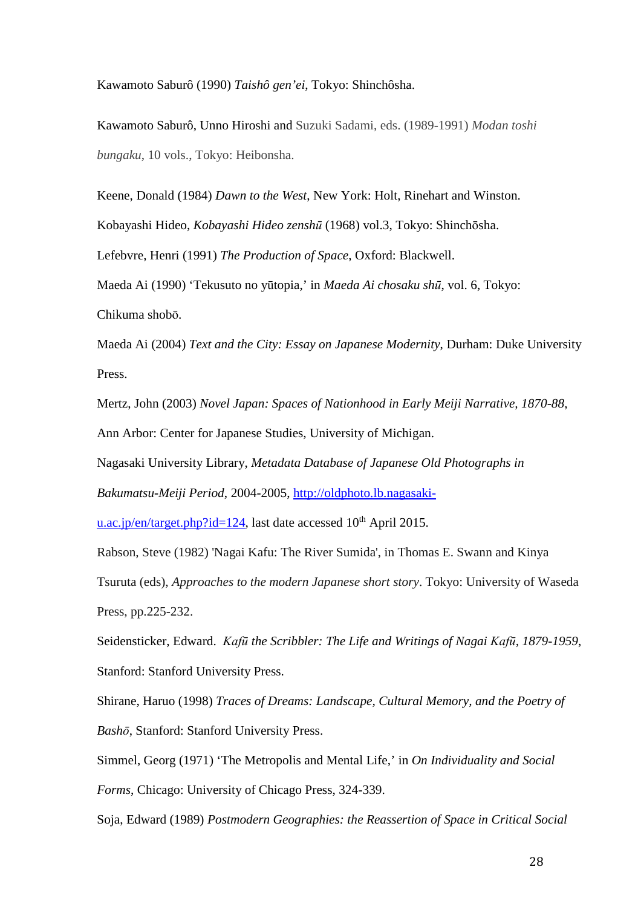Kawamoto Saburô (1990) *Taishô gen'ei*, Tokyo: Shinchôsha.

Kawamoto Saburô, Unno Hiroshi and Suzuki Sadami, eds. (1989-1991) *Modan toshi bungaku*, 10 vols., Tokyo: Heibonsha.

Keene, Donald (1984) *Dawn to the West*, New York: Holt, Rinehart and Winston.

Kobayashi Hideo, *Kobayashi Hideo zenshū* (1968) vol.3, Tokyo: Shinchōsha.

Lefebvre, Henri (1991) *The Production of Space*, Oxford: Blackwell.

Maeda Ai (1990) 'Tekusuto no yūtopia,' in *Maeda Ai chosaku shū*, vol. 6, Tokyo: Chikuma shobō.

Maeda Ai (2004) *Text and the City: Essay on Japanese Modernity*, Durham: Duke University Press.

Mertz, John (2003) *Novel Japan: Spaces of Nationhood in Early Meiji Narrative, 1870-88*, Ann Arbor: Center for Japanese Studies, University of Michigan.

Nagasaki University Library, *Metadata Database of Japanese Old Photographs in Bakumatsu-Meiji Period*, 2004-2005, [http://oldphoto.lb.nagasaki-u.ac.jp/en/target.php?id=124](http://oldphoto.lb.nagasaki-u.ac.jp/en/target.php?id=124), last date accessed 10th April 2015.

Rabson, Steve (1982) 'Nagai Kafu: The River Sumida', in Thomas E. Swann and Kinya Tsuruta (eds), *Approaches to the modern Japanese short story*. Tokyo: University of Waseda Press, pp.225-232.

Seidensticker, Edward. *Kafū the Scribbler: The Life and Writings of Nagai Kafū, 1879-1959*, Stanford: Stanford University Press.

Shirane, Haruo (1998) *Traces of Dreams: Landscape, Cultural Memory, and the Poetry of Bashō*, Stanford: Stanford University Press.

Simmel, Georg (1971) 'The Metropolis and Mental Life,' in *On Individuality and Social Forms*, Chicago: University of Chicago Press, 324-339.

Soja, Edward (1989) *Postmodern Geographies: the Reassertion of Space in Critical Social*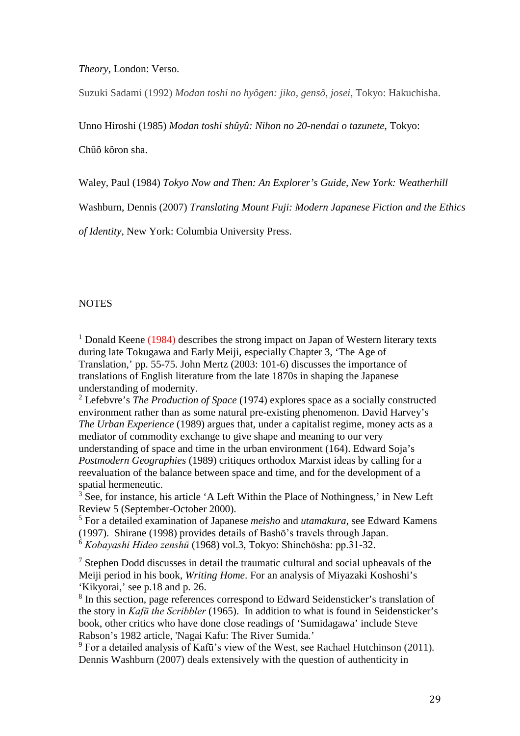*Theory*, London: Verso.

Suzuki Sadami (1992) *Modan toshi no hyôgen: jiko, gensô, josei*, Tokyo: Hakuchisha.

Unno Hiroshi (1985) *Modan toshi shûyû: Nihon no 20-nendai o tazunete*, Tokyo: Chûô kôron sha.

Waley, Paul (1984) *Tokyo Now and Then: An Explorer's Guide, New York: Weatherhill*

Washburn, Dennis (2007) *Translating Mount Fuji: Modern Japanese Fiction and the Ethics of Identity*, New York: Columbia University Press.

NOTES

[1] Donald Keene (1984) describes the strong impact on Japan of Western literary texts during late Tokugawa and Early Meiji, especially Chapter 3, 'The Age of Translation,' pp. 55-75. John Mertz (2003: 101-6) discusses the importance of translations of English literature from the late 1870s in shaping the Japanese understanding of modernity.

[2] Lefebvre's *The Production of Space* (1974) explores space as a socially constructed environment rather than as some natural pre-existing phenomenon. David Harvey's *The Urban Experience* (1989) argues that, under a capitalist regime, money acts as a mediator of commodity exchange to give shape and meaning to our very understanding of space and time in the urban environment (164). Edward Soja's *Postmodern Geographies* (1989) critiques orthodox Marxist ideas by calling for a reevaluation of the balance between space and time, and for the development of a spatial hermeneutic.

[3] See, for instance, his article 'A Left Within the Place of Nothingness,' in New Left Review 5 (September-October 2000).

[5] For a detailed examination of Japanese *meisho* and *utamakura*, see Edward Kamens (1997). Shirane (1998) provides details of Bashō's travels through Japan.

[6] *Kobayashi Hideo zenshū* (1968) vol.3, Tokyo: Shinchōsha: pp.31-32.

[7] Stephen Dodd discusses in detail the traumatic cultural and social upheavals of the Meiji period in his book, *Writing Home*. For an analysis of Miyazaki Koshoshi's 'Kikyorai,' see p.18 and p. 26.

[8] In this section, page references correspond to Edward Seidensticker's translation of the story in *Kafū the Scribbler* (1965). In addition to what is found in Seidensticker's book, other critics who have done close readings of 'Sumidagawa' include Steve Rabson's 1982 article, 'Nagai Kafu: The River Sumida.'

[9] For a detailed analysis of Kafū's view of the West, see Rachael Hutchinson (2011). Dennis Washburn (2007) deals extensively with the question of authenticity in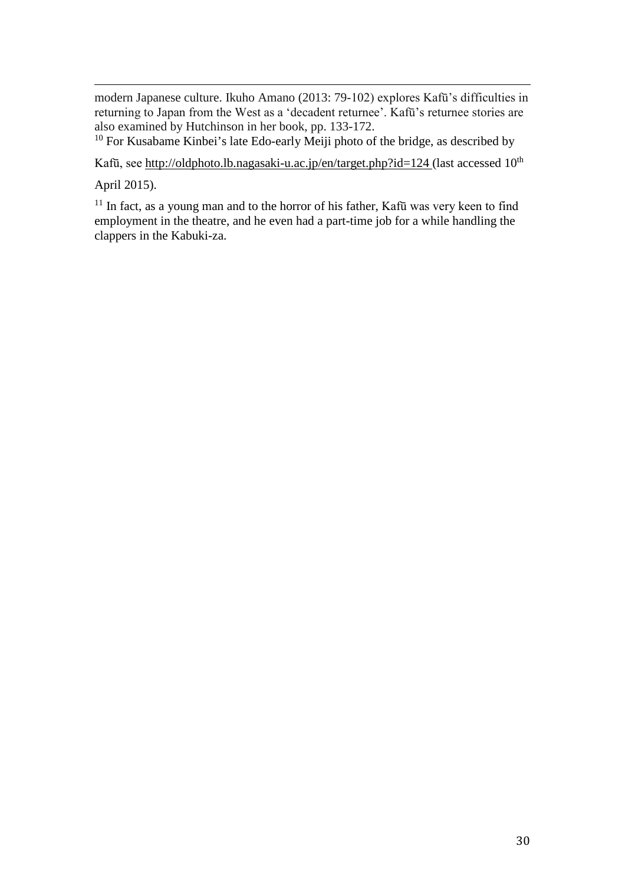modern Japanese culture. Ikuho Amano (2013: 79-102) explores Kafū's difficulties in returning to Japan from the West as a 'decadent returnee'. Kafū's returnee stories are also examined by Hutchinson in her book, pp. 133-172.

[10] For Kusabame Kinbei's late Edo-early Meiji photo of the bridge, as described by Kafū, see http://oldphoto.lb.nagasaki-u.ac.jp/en/target.php?id=124 (last accessed 10th April 2015).

[11] In fact, as a young man and to the horror of his father, Kafū was very keen to find employment in the theatre, and he even had a part-time job for a while handling the clappers in the Kabuki-za.